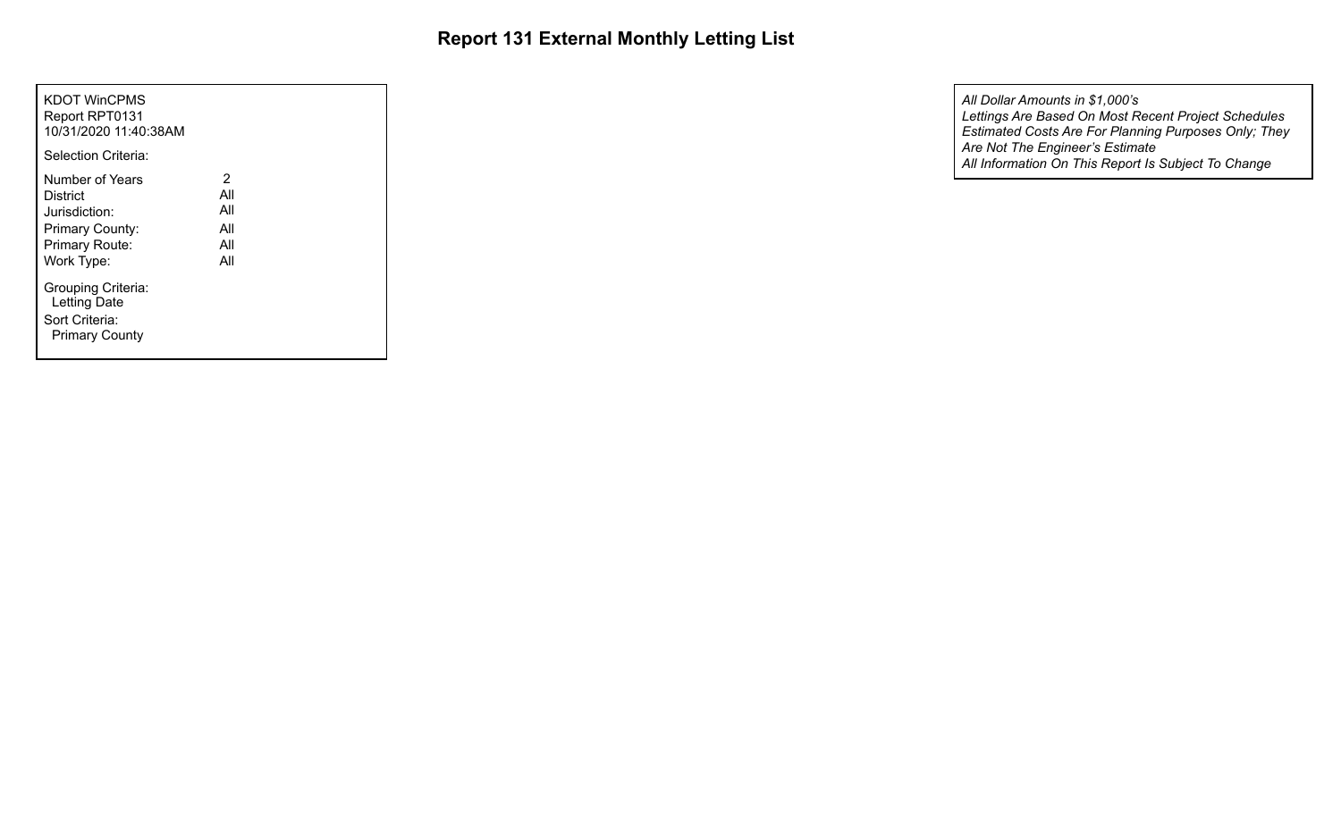# Report 131 External Monthly Letting List

KDOT WinCPMS
Report RPT0131
10/31/2020 11:40:38AM

Selection Criteria:

| | |
|---|---|
| Number of Years | 2 |
| District | All |
| Jurisdiction: | All |
| Primary County: | All |
| Primary Route: | All |
| Work Type: | All |

Grouping Criteria:
Letting Date

Sort Criteria:
Primary County

*All Dollar Amounts in $1,000's*
*Lettings Are Based On Most Recent Project Schedules*
*Estimated Costs Are For Planning Purposes Only; They Are Not The Engineer's Estimate*
*All Information On This Report Is Subject To Change*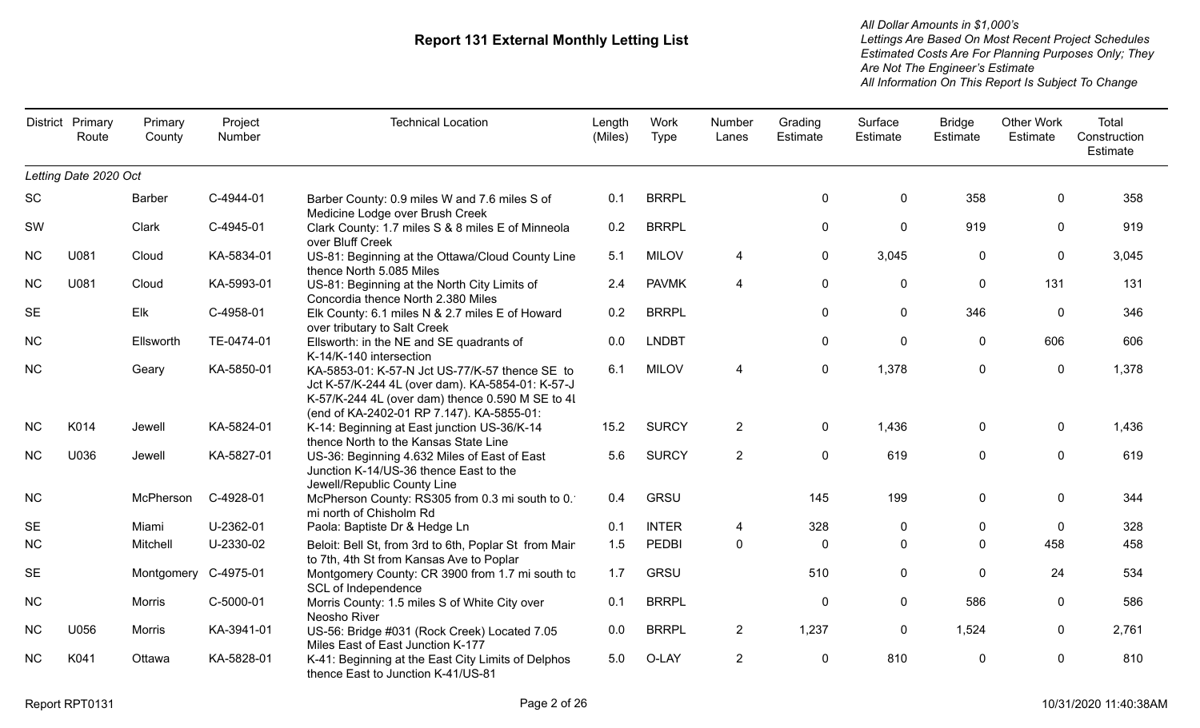# Report 131 External Monthly Letting List

*All Dollar Amounts in $1,000's*
*Lettings Are Based On Most Recent Project Schedules*
*Estimated Costs Are For Planning Purposes Only; They Are Not The Engineer's Estimate*
*All Information On This Report Is Subject To Change*

| District | Primary Route | Primary County | Project Number | Technical Location | Length (Miles) | Work Type | Number Lanes | Grading Estimate | Surface Estimate | Bridge Estimate | Other Work Estimate | Total Construction Estimate |
|---|---|---|---|---|---|---|---|---|---|---|---|---|
| *Letting Date 2020 Oct* | | | | | | | | | | | | |
| SC | | Barber | C-4944-01 | Barber County: 0.9 miles W and 7.6 miles S of Medicine Lodge over Brush Creek | 0.1 | BRRPL | | 0 | 0 | 358 | 0 | 358 |
| SW | | Clark | C-4945-01 | Clark County: 1.7 miles S & 8 miles E of Minneola over Bluff Creek | 0.2 | BRRPL | | 0 | 0 | 919 | 0 | 919 |
| NC | U081 | Cloud | KA-5834-01 | US-81: Beginning at the Ottawa/Cloud County Line thence North 5.085 Miles | 5.1 | MILOV | 4 | 0 | 3,045 | 0 | 0 | 3,045 |
| NC | U081 | Cloud | KA-5993-01 | US-81: Beginning at the North City Limits of Concordia thence North 2.380 Miles | 2.4 | PAVMK | 4 | 0 | 0 | 0 | 131 | 131 |
| SE | | Elk | C-4958-01 | Elk County: 6.1 miles N & 2.7 miles E of Howard over tributary to Salt Creek | 0.2 | BRRPL | | 0 | 0 | 346 | 0 | 346 |
| NC | | Ellsworth | TE-0474-01 | Ellsworth: in the NE and SE quadrants of K-14/K-140 intersection | 0.0 | LNDBT | | 0 | 0 | 0 | 606 | 606 |
| NC | | Geary | KA-5850-01 | KA-5853-01: K-57-N Jct US-77/K-57 thence SE to Jct K-57/K-244 4L (over dam). KA-5854-01: K-57-J K-57/K-244 4L (over dam) thence 0.590 M SE to 4L (end of KA-2402-01 RP 7.147). KA-5855-01: | 6.1 | MILOV | 4 | 0 | 1,378 | 0 | 0 | 1,378 |
| NC | K014 | Jewell | KA-5824-01 | K-14: Beginning at East junction US-36/K-14 thence North to the Kansas State Line | 15.2 | SURCY | 2 | 0 | 1,436 | 0 | 0 | 1,436 |
| NC | U036 | Jewell | KA-5827-01 | US-36: Beginning 4.632 Miles of East of East Junction K-14/US-36 thence East to the Jewell/Republic County Line | 5.6 | SURCY | 2 | 0 | 619 | 0 | 0 | 619 |
| NC | | McPherson | C-4928-01 | McPherson County: RS305 from 0.3 mi south to 0.1 mi north of Chisholm Rd | 0.4 | GRSU | | 145 | 199 | 0 | 0 | 344 |
| SE | | Miami | U-2362-01 | Paola: Baptiste Dr & Hedge Ln | 0.1 | INTER | 4 | 328 | 0 | 0 | 0 | 328 |
| NC | | Mitchell | U-2330-02 | Beloit: Bell St, from 3rd to 6th, Poplar St from Main to 7th, 4th St from Kansas Ave to Poplar | 1.5 | PEDBI | 0 | 0 | 0 | 0 | 458 | 458 |
| SE | | Montgomery | C-4975-01 | Montgomery County: CR 3900 from 1.7 mi south to SCL of Independence | 1.7 | GRSU | | 510 | 0 | 0 | 24 | 534 |
| NC | | Morris | C-5000-01 | Morris County: 1.5 miles S of White City over Neosho River | 0.1 | BRRPL | | 0 | 0 | 586 | 0 | 586 |
| NC | U056 | Morris | KA-3941-01 | US-56: Bridge #031 (Rock Creek) Located 7.05 Miles East of East Junction K-177 | 0.0 | BRRPL | 2 | 1,237 | 0 | 1,524 | 0 | 2,761 |
| NC | K041 | Ottawa | KA-5828-01 | K-41: Beginning at the East City Limits of Delphos thence East to Junction K-41/US-81 | 5.0 | O-LAY | 2 | 0 | 810 | 0 | 0 | 810 |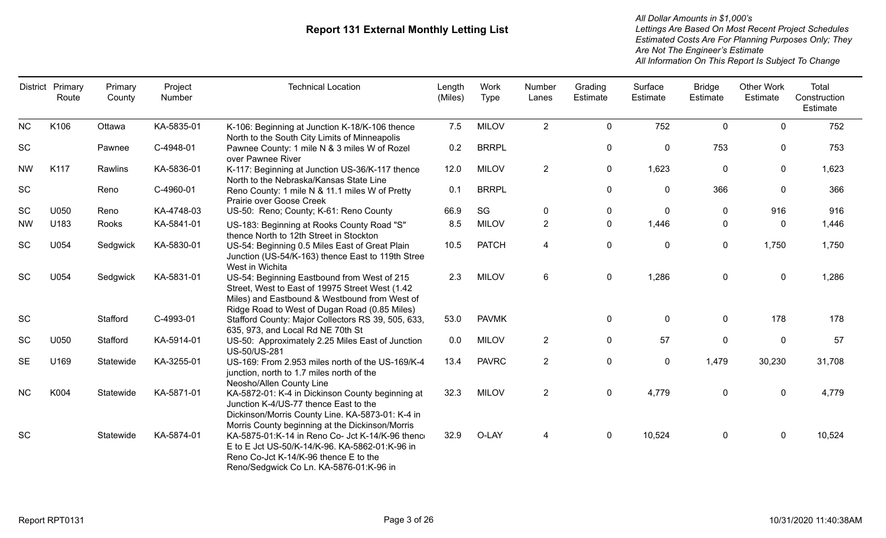# Report 131 External Monthly Letting List

*All Dollar Amounts in $1,000's*
*Lettings Are Based On Most Recent Project Schedules*
*Estimated Costs Are For Planning Purposes Only; They Are Not The Engineer's Estimate*
*All Information On This Report Is Subject To Change*

| District | Primary Route | Primary County | Project Number | Technical Location | Length (Miles) | Work Type | Number Lanes | Grading Estimate | Surface Estimate | Bridge Estimate | Other Work Estimate | Total Construction Estimate |
|---|---|---|---|---|---|---|---|---|---|---|---|---|
| NC | K106 | Ottawa | KA-5835-01 | K-106: Beginning at Junction K-18/K-106 thence North to the South City Limits of Minneapolis | 7.5 | MILOV | 2 | 0 | 752 | 0 | 0 | 752 |
| SC | | Pawnee | C-4948-01 | Pawnee County: 1 mile N & 3 miles W of Rozel over Pawnee River | 0.2 | BRRPL | | 0 | 0 | 753 | 0 | 753 |
| NW | K117 | Rawlins | KA-5836-01 | K-117: Beginning at Junction US-36/K-117 thence North to the Nebraska/Kansas State Line | 12.0 | MILOV | 2 | 0 | 1,623 | 0 | 0 | 1,623 |
| SC | | Reno | C-4960-01 | Reno County: 1 mile N & 11.1 miles W of Pretty Prairie over Goose Creek | 0.1 | BRRPL | | 0 | 0 | 366 | 0 | 366 |
| SC | U050 | Reno | KA-4748-03 | US-50: Reno; County; K-61: Reno County | 66.9 | SG | 0 | 0 | 0 | 0 | 916 | 916 |
| NW | U183 | Rooks | KA-5841-01 | US-183: Beginning at Rooks County Road "S" thence North to 12th Street in Stockton | 8.5 | MILOV | 2 | 0 | 1,446 | 0 | 0 | 1,446 |
| SC | U054 | Sedgwick | KA-5830-01 | US-54: Beginning 0.5 Miles East of Great Plain Junction (US-54/K-163) thence East to 119th Stree West in Wichita | 10.5 | PATCH | 4 | 0 | 0 | 0 | 1,750 | 1,750 |
| SC | U054 | Sedgwick | KA-5831-01 | US-54: Beginning Eastbound from West of 215 Street, West to East of 19975 Street West (1.42 Miles) and Eastbound & Westbound from West of Ridge Road to West of Dugan Road (0.85 Miles) | 2.3 | MILOV | 6 | 0 | 1,286 | 0 | 0 | 1,286 |
| SC | | Stafford | C-4993-01 | Stafford County: Major Collectors RS 39, 505, 633, 635, 973, and Local Rd NE 70th St | 53.0 | PAVMK | | 0 | 0 | 0 | 178 | 178 |
| SC | U050 | Stafford | KA-5914-01 | US-50: Approximately 2.25 Miles East of Junction US-50/US-281 | 0.0 | MILOV | 2 | 0 | 57 | 0 | 0 | 57 |
| SE | U169 | Statewide | KA-3255-01 | US-169: From 2.953 miles north of the US-169/K-4 junction, north to 1.7 miles north of the Neosho/Allen County Line | 13.4 | PAVRC | 2 | 0 | 0 | 1,479 | 30,230 | 31,708 |
| NC | K004 | Statewide | KA-5871-01 | KA-5872-01: K-4 in Dickinson County beginning at Junction K-4/US-77 thence East to the Dickinson/Morris County Line. KA-5873-01: K-4 in Morris County beginning at the Dickinson/Morris | 32.3 | MILOV | 2 | 0 | 4,779 | 0 | 0 | 4,779 |
| SC | | Statewide | KA-5874-01 | KA-5875-01:K-14 in Reno Co- Jct K-14/K-96 thenc E to E Jct US-50/K-14/K-96. KA-5862-01:K-96 in Reno Co-Jct K-14/K-96 thence E to the Reno/Sedgwick Co Ln. KA-5876-01:K-96 in | 32.9 | O-LAY | 4 | 0 | 10,524 | 0 | 0 | 10,524 |

Report RPT0131 | 10/31/2020 11:40:38AM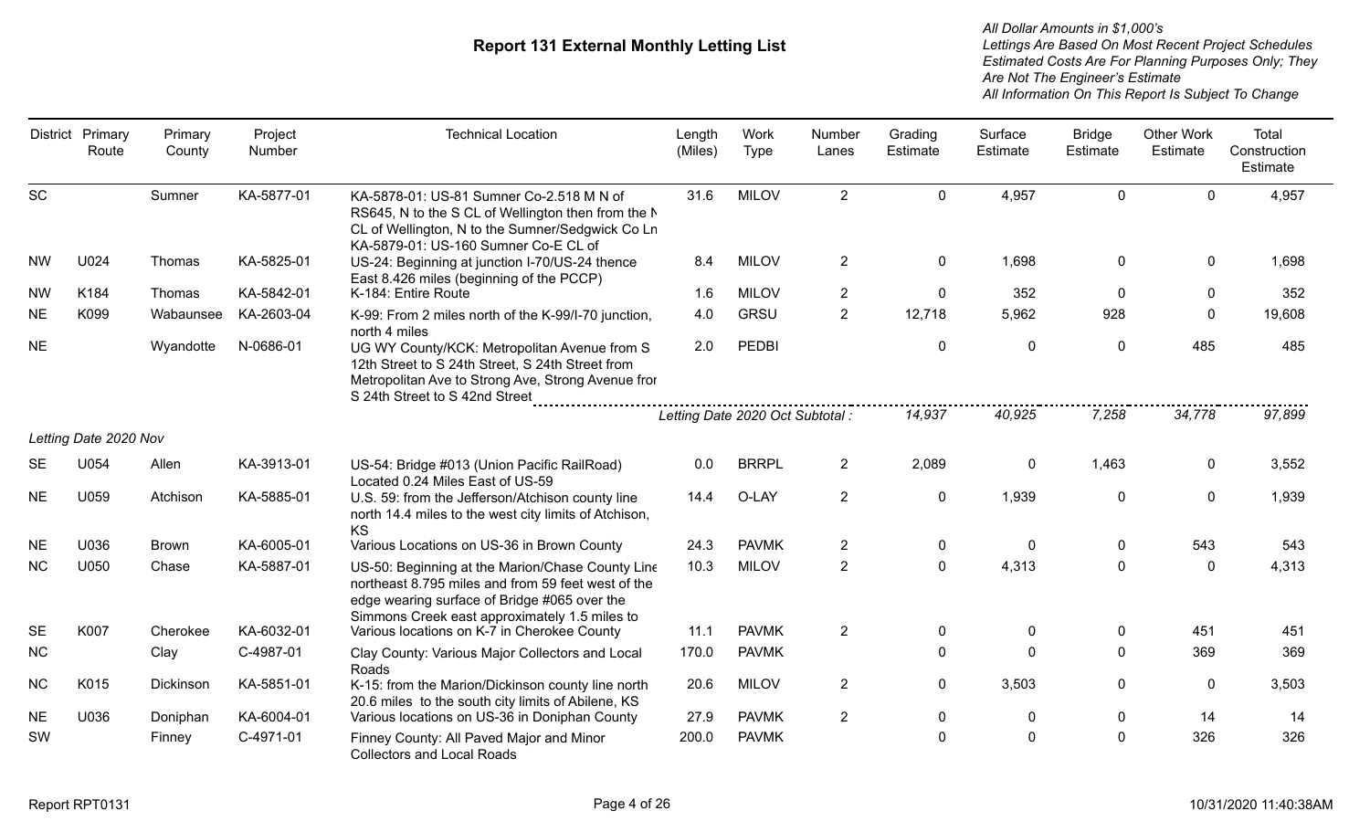# Report 131 External Monthly Letting List

*All Dollar Amounts in $1,000's*
*Lettings Are Based On Most Recent Project Schedules*
*Estimated Costs Are For Planning Purposes Only; They Are Not The Engineer's Estimate*
*All Information On This Report Is Subject To Change*

| District | Primary Route | Primary County | Project Number | Technical Location | Length (Miles) | Work Type | Number Lanes | Grading Estimate | Surface Estimate | Bridge Estimate | Other Work Estimate | Total Construction Estimate |
|---|---|---|---|---|---|---|---|---|---|---|---|---|
| SC | | Sumner | KA-5877-01 | KA-5878-01: US-81 Sumner Co-2.518 M N of RS645, N to the S CL of Wellington then from the N CL of Wellington, N to the Sumner/Sedgwick Co Ln KA-5879-01: US-160 Sumner Co-E CL of | 31.6 | MILOV | 2 | 0 | 4,957 | 0 | 0 | 4,957 |
| NW | U024 | Thomas | KA-5825-01 | US-24: Beginning at junction I-70/US-24 thence East 8.426 miles (beginning of the PCCP) | 8.4 | MILOV | 2 | 0 | 1,698 | 0 | 0 | 1,698 |
| NW | K184 | Thomas | KA-5842-01 | K-184: Entire Route | 1.6 | MILOV | 2 | 0 | 352 | 0 | 0 | 352 |
| NE | K099 | Wabaunsee | KA-2603-04 | K-99: From 2 miles north of the K-99/I-70 junction, north 4 miles | 4.0 | GRSU | 2 | 12,718 | 5,962 | 928 | 0 | 19,608 |
| NE | | Wyandotte | N-0686-01 | UG WY County/KCK: Metropolitan Avenue from S 12th Street to S 24th Street, S 24th Street from Metropolitan Ave to Strong Ave, Strong Avenue fror S 24th Street to S 42nd Street | 2.0 | PEDBI | | 0 | 0 | 0 | 485 | 485 |
| | | | | | *Letting Date 2020 Oct Subtotal :* | | | *14,937* | *40,925* | *7,258* | *34,778* | *97,899* |
| *Letting Date 2020 Nov* | | | | | | | | | | | | |
| SE | U054 | Allen | KA-3913-01 | US-54: Bridge #013 (Union Pacific RailRoad) Located 0.24 Miles East of US-59 | 0.0 | BRRPL | 2 | 2,089 | 0 | 1,463 | 0 | 3,552 |
| NE | U059 | Atchison | KA-5885-01 | U.S. 59: from the Jefferson/Atchison county line north 14.4 miles to the west city limits of Atchison, KS | 14.4 | O-LAY | 2 | 0 | 1,939 | 0 | 0 | 1,939 |
| NE | U036 | Brown | KA-6005-01 | Various Locations on US-36 in Brown County | 24.3 | PAVMK | 2 | 0 | 0 | 0 | 543 | 543 |
| NC | U050 | Chase | KA-5887-01 | US-50: Beginning at the Marion/Chase County Line northeast 8.795 miles and from 59 feet west of the edge wearing surface of Bridge #065 over the Simmons Creek east approximately 1.5 miles to | 10.3 | MILOV | 2 | 0 | 4,313 | 0 | 0 | 4,313 |
| SE | K007 | Cherokee | KA-6032-01 | Various locations on K-7 in Cherokee County | 11.1 | PAVMK | 2 | 0 | 0 | 0 | 451 | 451 |
| NC | | Clay | C-4987-01 | Clay County: Various Major Collectors and Local Roads | 170.0 | PAVMK | | 0 | 0 | 0 | 369 | 369 |
| NC | K015 | Dickinson | KA-5851-01 | K-15: from the Marion/Dickinson county line north 20.6 miles to the south city limits of Abilene, KS | 20.6 | MILOV | 2 | 0 | 3,503 | 0 | 0 | 3,503 |
| NE | U036 | Doniphan | KA-6004-01 | Various locations on US-36 in Doniphan County | 27.9 | PAVMK | 2 | 0 | 0 | 0 | 14 | 14 |
| SW | | Finney | C-4971-01 | Finney County: All Paved Major and Minor Collectors and Local Roads | 200.0 | PAVMK | | 0 | 0 | 0 | 326 | 326 |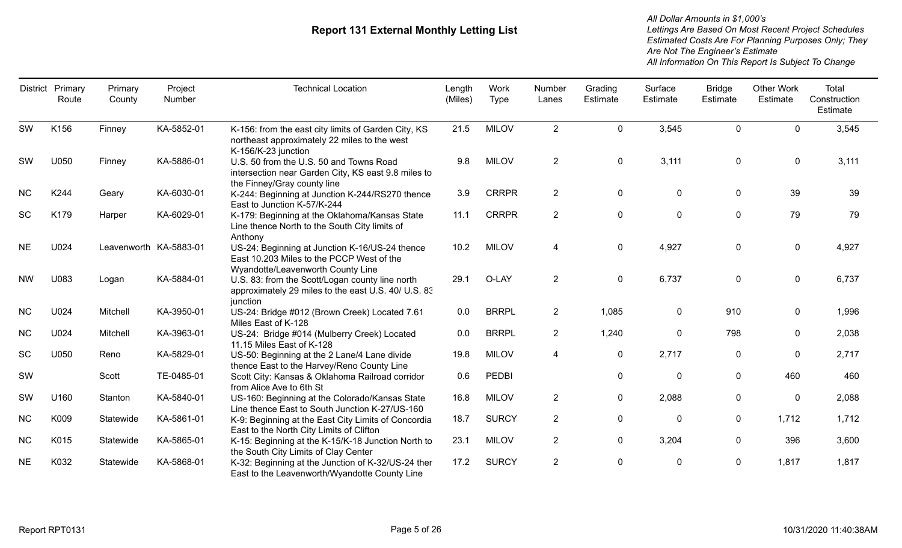# Report 131 External Monthly Letting List

*All Dollar Amounts in $1,000's*
*Lettings Are Based On Most Recent Project Schedules*
*Estimated Costs Are For Planning Purposes Only; They Are Not The Engineer's Estimate*
*All Information On This Report Is Subject To Change*

| District | Primary Route | Primary County | Project Number | Technical Location | Length (Miles) | Work Type | Number Lanes | Grading Estimate | Surface Estimate | Bridge Estimate | Other Work Estimate | Total Construction Estimate |
|---|---|---|---|---|---|---|---|---|---|---|---|---|
| SW | K156 | Finney | KA-5852-01 | K-156: from the east city limits of Garden City, KS northeast approximately 22 miles to the west K-156/K-23 junction | 21.5 | MILOV | 2 | 0 | 3,545 | 0 | 0 | 3,545 |
| SW | U050 | Finney | KA-5886-01 | U.S. 50 from the U.S. 50 and Towns Road intersection near Garden City, KS east 9.8 miles to the Finney/Gray county line | 9.8 | MILOV | 2 | 0 | 3,111 | 0 | 0 | 3,111 |
| NC | K244 | Geary | KA-6030-01 | K-244: Beginning at Junction K-244/RS270 thence East to Junction K-57/K-244 | 3.9 | CRRPR | 2 | 0 | 0 | 0 | 39 | 39 |
| SC | K179 | Harper | KA-6029-01 | K-179: Beginning at the Oklahoma/Kansas State Line thence North to the South City limits of Anthony | 11.1 | CRRPR | 2 | 0 | 0 | 0 | 79 | 79 |
| NE | U024 | Leavenworth | KA-5883-01 | US-24: Beginning at Junction K-16/US-24 thence East 10.203 Miles to the PCCP West of the Wyandotte/Leavenworth County Line | 10.2 | MILOV | 4 | 0 | 4,927 | 0 | 0 | 4,927 |
| NW | U083 | Logan | KA-5884-01 | U.S. 83: from the Scott/Logan county line north approximately 29 miles to the east U.S. 40/ U.S. 83 junction | 29.1 | O-LAY | 2 | 0 | 6,737 | 0 | 0 | 6,737 |
| NC | U024 | Mitchell | KA-3950-01 | US-24: Bridge #012 (Brown Creek) Located 7.61 Miles East of K-128 | 0.0 | BRRPL | 2 | 1,085 | 0 | 910 | 0 | 1,996 |
| NC | U024 | Mitchell | KA-3963-01 | US-24: Bridge #014 (Mulberry Creek) Located 11.15 Miles East of K-128 | 0.0 | BRRPL | 2 | 1,240 | 0 | 798 | 0 | 2,038 |
| SC | U050 | Reno | KA-5829-01 | US-50: Beginning at the 2 Lane/4 Lane divide thence East to the Harvey/Reno County Line | 19.8 | MILOV | 4 | 0 | 2,717 | 0 | 0 | 2,717 |
| SW | | Scott | TE-0485-01 | Scott City: Kansas & Oklahoma Railroad corridor from Alice Ave to 6th St | 0.6 | PEDBI | | 0 | 0 | 0 | 460 | 460 |
| SW | U160 | Stanton | KA-5840-01 | US-160: Beginning at the Colorado/Kansas State Line thence East to South Junction K-27/US-160 | 16.8 | MILOV | 2 | 0 | 2,088 | 0 | 0 | 2,088 |
| NC | K009 | Statewide | KA-5861-01 | K-9: Beginning at the East City Limits of Concordia East to the North City Limits of Clifton | 18.7 | SURCY | 2 | 0 | 0 | 0 | 1,712 | 1,712 |
| NC | K015 | Statewide | KA-5865-01 | K-15: Beginning at the K-15/K-18 Junction North to the South City Limits of Clay Center | 23.1 | MILOV | 2 | 0 | 3,204 | 0 | 396 | 3,600 |
| NE | K032 | Statewide | KA-5868-01 | K-32: Beginning at the Junction of K-32/US-24 then East to the Leavenworth/Wyandotte County Line | 17.2 | SURCY | 2 | 0 | 0 | 0 | 1,817 | 1,817 |

Report RPT0131 &nbsp;&nbsp;&nbsp; 10/31/2020 11:40:38AM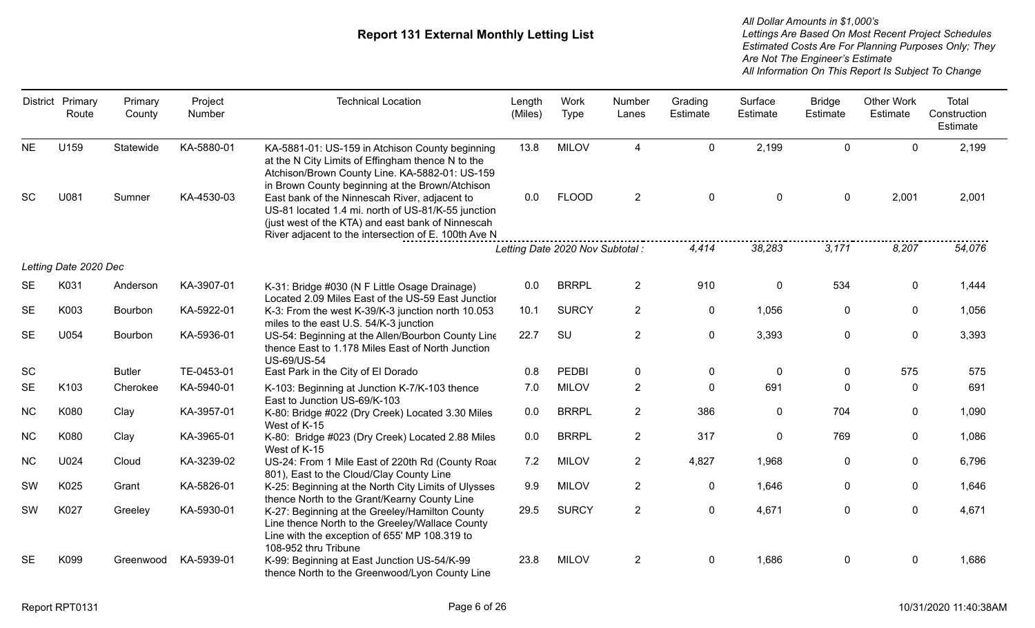# Report 131 External Monthly Letting List

*All Dollar Amounts in $1,000's*
*Lettings Are Based On Most Recent Project Schedules*
*Estimated Costs Are For Planning Purposes Only; They Are Not The Engineer's Estimate*
*All Information On This Report Is Subject To Change*

| District | Primary Route | Primary County | Project Number | Technical Location | Length (Miles) | Work Type | Number Lanes | Grading Estimate | Surface Estimate | Bridge Estimate | Other Work Estimate | Total Construction Estimate |
|---|---|---|---|---|---|---|---|---|---|---|---|---|
| NE | U159 | Statewide | KA-5880-01 | KA-5881-01: US-159 in Atchison County beginning at the N City Limits of Effingham thence N to the Atchison/Brown County Line. KA-5882-01: US-159 in Brown County beginning at the Brown/Atchison | 13.8 | MILOV | 4 | 0 | 2,199 | 0 | 0 | 2,199 |
| SC | U081 | Sumner | KA-4530-03 | East bank of the Ninnescah River, adjacent to US-81 located 1.4 mi. north of US-81/K-55 junction (just west of the KTA) and east bank of Ninnescah River adjacent to the intersection of E. 100th Ave N | 0.0 | FLOOD | 2 | 0 | 0 | 0 | 2,001 | 2,001 |
| | | | | | *Letting Date 2020 Nov Subtotal :* | | | *4,414* | *38,283* | *3,171* | *8,207* | *54,076* |
| *Letting Date 2020 Dec* | | | | | | | | | | | | |
| SE | K031 | Anderson | KA-3907-01 | K-31: Bridge #030 (N F Little Osage Drainage) Located 2.09 Miles East of the US-59 East Junctior | 0.0 | BRRPL | 2 | 910 | 0 | 534 | 0 | 1,444 |
| SE | K003 | Bourbon | KA-5922-01 | K-3: From the west K-39/K-3 junction north 10.053 miles to the east U.S. 54/K-3 junction | 10.1 | SURCY | 2 | 0 | 1,056 | 0 | 0 | 1,056 |
| SE | U054 | Bourbon | KA-5936-01 | US-54: Beginning at the Allen/Bourbon County Line thence East to 1.178 Miles East of North Junction US-69/US-54 | 22.7 | SU | 2 | 0 | 3,393 | 0 | 0 | 3,393 |
| SC | | Butler | TE-0453-01 | East Park in the City of El Dorado | 0.8 | PEDBI | 0 | 0 | 0 | 0 | 575 | 575 |
| SE | K103 | Cherokee | KA-5940-01 | K-103: Beginning at Junction K-7/K-103 thence East to Junction US-69/K-103 | 7.0 | MILOV | 2 | 0 | 691 | 0 | 0 | 691 |
| NC | K080 | Clay | KA-3957-01 | K-80: Bridge #022 (Dry Creek) Located 3.30 Miles West of K-15 | 0.0 | BRRPL | 2 | 386 | 0 | 704 | 0 | 1,090 |
| NC | K080 | Clay | KA-3965-01 | K-80: Bridge #023 (Dry Creek) Located 2.88 Miles West of K-15 | 0.0 | BRRPL | 2 | 317 | 0 | 769 | 0 | 1,086 |
| NC | U024 | Cloud | KA-3239-02 | US-24: From 1 Mile East of 220th Rd (County Roac 801), East to the Cloud/Clay County Line | 7.2 | MILOV | 2 | 4,827 | 1,968 | 0 | 0 | 6,796 |
| SW | K025 | Grant | KA-5826-01 | K-25: Beginning at the North City Limits of Ulysses thence North to the Grant/Kearny County Line | 9.9 | MILOV | 2 | 0 | 1,646 | 0 | 0 | 1,646 |
| SW | K027 | Greeley | KA-5930-01 | K-27: Beginning at the Greeley/Hamilton County Line thence North to the Greeley/Wallace County Line with the exception of 655' MP 108.319 to 108-952 thru Tribune | 29.5 | SURCY | 2 | 0 | 4,671 | 0 | 0 | 4,671 |
| SE | K099 | Greenwood | KA-5939-01 | K-99: Beginning at East Junction US-54/K-99 thence North to the Greenwood/Lyon County Line | 23.8 | MILOV | 2 | 0 | 1,686 | 0 | 0 | 1,686 |

Report RPT0131 — 10/31/2020 11:40:38AM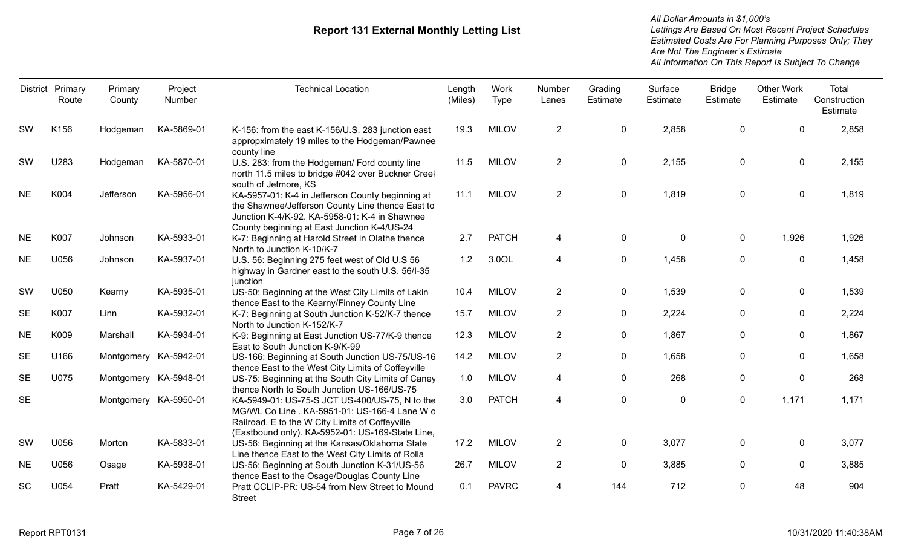# Report 131 External Monthly Letting List

*All Dollar Amounts in $1,000's*
*Lettings Are Based On Most Recent Project Schedules*
*Estimated Costs Are For Planning Purposes Only; They Are Not The Engineer's Estimate*
*All Information On This Report Is Subject To Change*

| District | Primary Route | Primary County | Project Number | Technical Location | Length (Miles) | Work Type | Number Lanes | Grading Estimate | Surface Estimate | Bridge Estimate | Other Work Estimate | Total Construction Estimate |
|---|---|---|---|---|---|---|---|---|---|---|---|---|
| SW | K156 | Hodgeman | KA-5869-01 | K-156: from the east K-156/U.S. 283 junction east appropximately 19 miles to the Hodgeman/Pawnee county line | 19.3 | MILOV | 2 | 0 | 2,858 | 0 | 0 | 2,858 |
| SW | U283 | Hodgeman | KA-5870-01 | U.S. 283: from the Hodgeman/ Ford county line north 11.5 miles to bridge #042 over Buckner Creel south of Jetmore, KS | 11.5 | MILOV | 2 | 0 | 2,155 | 0 | 0 | 2,155 |
| NE | K004 | Jefferson | KA-5956-01 | KA-5957-01: K-4 in Jefferson County beginning at the Shawnee/Jefferson County Line thence East to Junction K-4/K-92. KA-5958-01: K-4 in Shawnee County beginning at East Junction K-4/US-24 | 11.1 | MILOV | 2 | 0 | 1,819 | 0 | 0 | 1,819 |
| NE | K007 | Johnson | KA-5933-01 | K-7: Beginning at Harold Street in Olathe thence North to Junction K-10/K-7 | 2.7 | PATCH | 4 | 0 | 0 | 0 | 1,926 | 1,926 |
| NE | U056 | Johnson | KA-5937-01 | U.S. 56: Beginning 275 feet west of Old U.S 56 highway in Gardner east to the south U.S. 56/I-35 junction | 1.2 | 3.0OL | 4 | 0 | 1,458 | 0 | 0 | 1,458 |
| SW | U050 | Kearny | KA-5935-01 | US-50: Beginning at the West City Limits of Lakin thence East to the Kearny/Finney County Line | 10.4 | MILOV | 2 | 0 | 1,539 | 0 | 0 | 1,539 |
| SE | K007 | Linn | KA-5932-01 | K-7: Beginning at South Junction K-52/K-7 thence North to Junction K-152/K-7 | 15.7 | MILOV | 2 | 0 | 2,224 | 0 | 0 | 2,224 |
| NE | K009 | Marshall | KA-5934-01 | K-9: Beginning at East Junction US-77/K-9 thence East to South Junction K-9/K-99 | 12.3 | MILOV | 2 | 0 | 1,867 | 0 | 0 | 1,867 |
| SE | U166 | Montgomery | KA-5942-01 | US-166: Beginning at South Junction US-75/US-16 thence East to the West City Limits of Coffeyville | 14.2 | MILOV | 2 | 0 | 1,658 | 0 | 0 | 1,658 |
| SE | U075 | Montgomery | KA-5948-01 | US-75: Beginning at the South City Limits of Caney thence North to South Junction US-166/US-75 | 1.0 | MILOV | 4 | 0 | 268 | 0 | 0 | 268 |
| SE | | Montgomery | KA-5950-01 | KA-5949-01: US-75-S JCT US-400/US-75, N to the MG/WL Co Line . KA-5951-01: US-166-4 Lane W c Railroad, E to the W City Limits of Coffeyville (Eastbound only). KA-5952-01: US-169-State Line, | 3.0 | PATCH | 4 | 0 | 0 | 0 | 1,171 | 1,171 |
| SW | U056 | Morton | KA-5833-01 | US-56: Beginning at the Kansas/Oklahoma State Line thence East to the West City Limits of Rolla | 17.2 | MILOV | 2 | 0 | 3,077 | 0 | 0 | 3,077 |
| NE | U056 | Osage | KA-5938-01 | US-56: Beginning at South Junction K-31/US-56 thence East to the Osage/Douglas County Line | 26.7 | MILOV | 2 | 0 | 3,885 | 0 | 0 | 3,885 |
| SC | U054 | Pratt | KA-5429-01 | Pratt CCLIP-PR: US-54 from New Street to Mound Street | 0.1 | PAVRC | 4 | 144 | 712 | 0 | 48 | 904 |

Report RPT0131 — 10/31/2020 11:40:38AM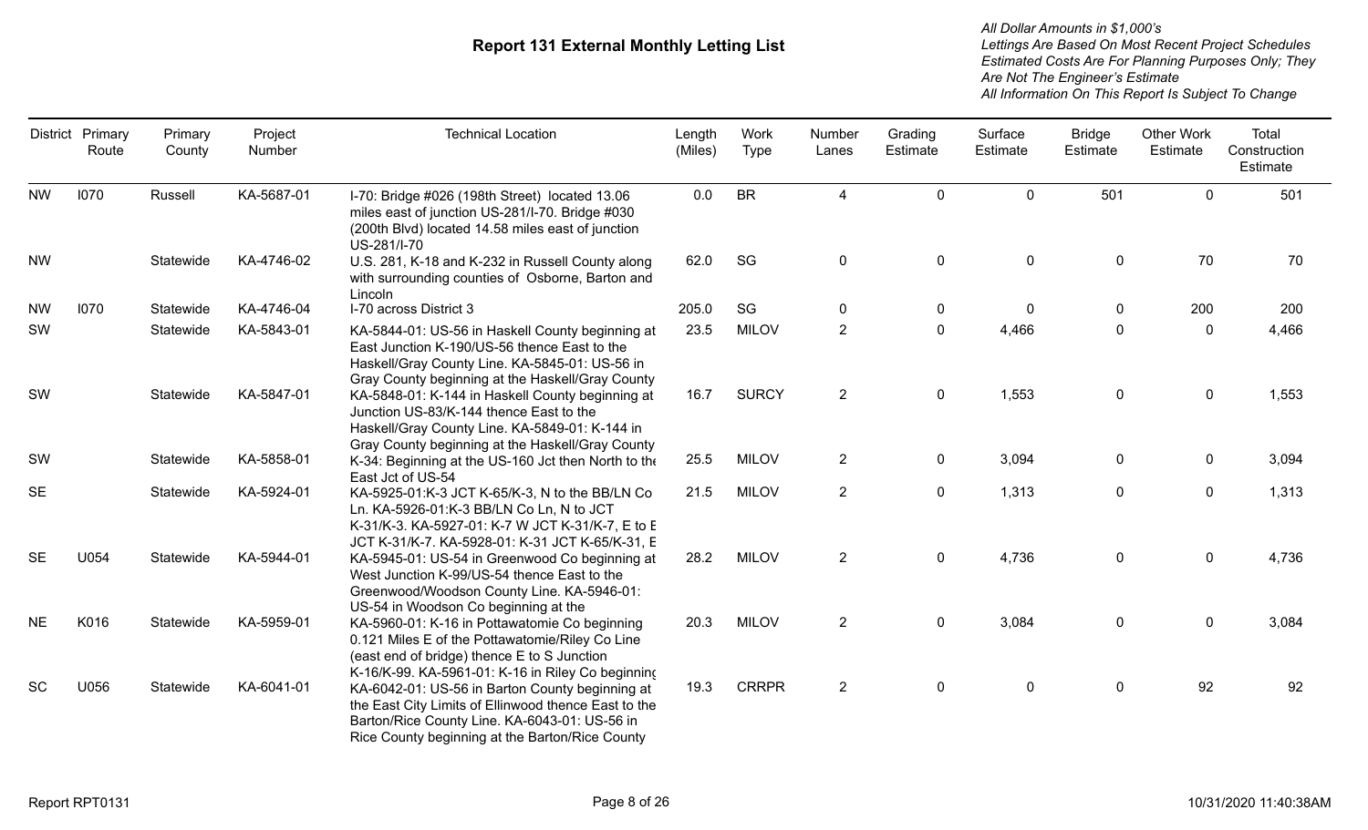# Report 131 External Monthly Letting List

*All Dollar Amounts in $1,000's*
*Lettings Are Based On Most Recent Project Schedules*
*Estimated Costs Are For Planning Purposes Only; They Are Not The Engineer's Estimate*
*All Information On This Report Is Subject To Change*

| District | Primary Route | Primary County | Project Number | Technical Location | Length (Miles) | Work Type | Number Lanes | Grading Estimate | Surface Estimate | Bridge Estimate | Other Work Estimate | Total Construction Estimate |
|---|---|---|---|---|---|---|---|---|---|---|---|---|
| NW | I070 | Russell | KA-5687-01 | I-70: Bridge #026 (198th Street) located 13.06 miles east of junction US-281/I-70. Bridge #030 (200th Blvd) located 14.58 miles east of junction US-281/I-70 | 0.0 | BR | 4 | 0 | 0 | 501 | 0 | 501 |
| NW | | Statewide | KA-4746-02 | U.S. 281, K-18 and K-232 in Russell County along with surrounding counties of Osborne, Barton and Lincoln | 62.0 | SG | 0 | 0 | 0 | 0 | 70 | 70 |
| NW | I070 | Statewide | KA-4746-04 | I-70 across District 3 | 205.0 | SG | 0 | 0 | 0 | 0 | 200 | 200 |
| SW | | Statewide | KA-5843-01 | KA-5844-01: US-56 in Haskell County beginning at East Junction K-190/US-56 thence East to the Haskell/Gray County Line. KA-5845-01: US-56 in Gray County beginning at the Haskell/Gray County | 23.5 | MILOV | 2 | 0 | 4,466 | 0 | 0 | 4,466 |
| SW | | Statewide | KA-5847-01 | KA-5848-01: K-144 in Haskell County beginning at Junction US-83/K-144 thence East to the Haskell/Gray County Line. KA-5849-01: K-144 in Gray County beginning at the Haskell/Gray County | 16.7 | SURCY | 2 | 0 | 1,553 | 0 | 0 | 1,553 |
| SW | | Statewide | KA-5858-01 | K-34: Beginning at the US-160 Jct then North to the East Jct of US-54 | 25.5 | MILOV | 2 | 0 | 3,094 | 0 | 0 | 3,094 |
| SE | | Statewide | KA-5924-01 | KA-5925-01:K-3 JCT K-65/K-3, N to the BB/LN Co Ln. KA-5926-01:K-3 BB/LN Co Ln, N to JCT K-31/K-3. KA-5927-01: K-7 W JCT K-31/K-7, E to E JCT K-31/K-7. KA-5928-01: K-31 JCT K-65/K-31, E | 21.5 | MILOV | 2 | 0 | 1,313 | 0 | 0 | 1,313 |
| SE | U054 | Statewide | KA-5944-01 | KA-5945-01: US-54 in Greenwood Co beginning at West Junction K-99/US-54 thence East to the Greenwood/Woodson County Line. KA-5946-01: US-54 in Woodson Co beginning at the | 28.2 | MILOV | 2 | 0 | 4,736 | 0 | 0 | 4,736 |
| NE | K016 | Statewide | KA-5959-01 | KA-5960-01: K-16 in Pottawatomie Co beginning 0.121 Miles E of the Pottawatomie/Riley Co Line (east end of bridge) thence E to S Junction K-16/K-99. KA-5961-01: K-16 in Riley Co beginning | 20.3 | MILOV | 2 | 0 | 3,084 | 0 | 0 | 3,084 |
| SC | U056 | Statewide | KA-6041-01 | KA-6042-01: US-56 in Barton County beginning at the East City Limits of Ellinwood thence East to the Barton/Rice County Line. KA-6043-01: US-56 in Rice County beginning at the Barton/Rice County | 19.3 | CRRPR | 2 | 0 | 0 | 0 | 92 | 92 |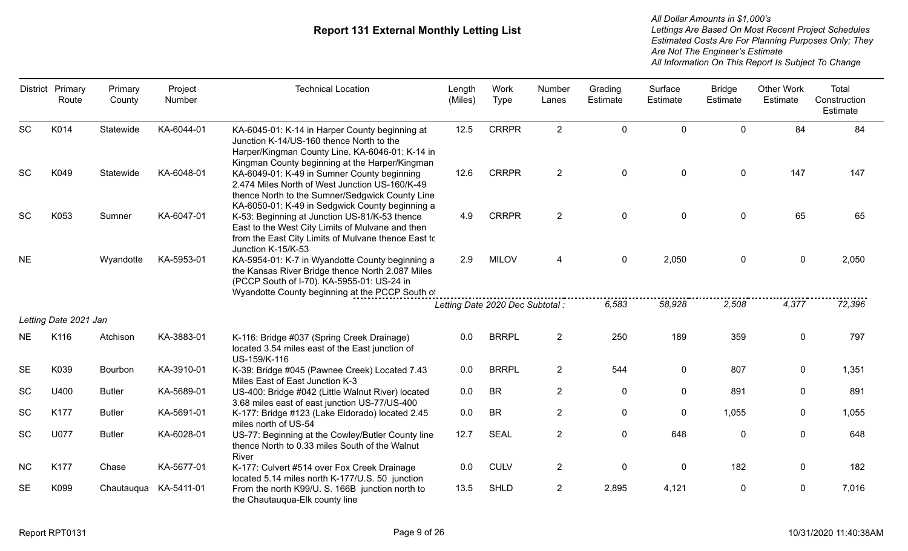# Report 131 External Monthly Letting List

*All Dollar Amounts in $1,000's*
*Lettings Are Based On Most Recent Project Schedules*
*Estimated Costs Are For Planning Purposes Only; They Are Not The Engineer's Estimate*
*All Information On This Report Is Subject To Change*

| District | Primary Route | Primary County | Project Number | Technical Location | Length (Miles) | Work Type | Number Lanes | Grading Estimate | Surface Estimate | Bridge Estimate | Other Work Estimate | Total Construction Estimate |
|---|---|---|---|---|---|---|---|---|---|---|---|---|
| SC | K014 | Statewide | KA-6044-01 | KA-6045-01: K-14 in Harper County beginning at Junction K-14/US-160 thence North to the Harper/Kingman County Line. KA-6046-01: K-14 in Kingman County beginning at the Harper/Kingman | 12.5 | CRRPR | 2 | 0 | 0 | 0 | 84 | 84 |
| SC | K049 | Statewide | KA-6048-01 | KA-6049-01: K-49 in Sumner County beginning 2.474 Miles North of West Junction US-160/K-49 thence North to the Sumner/Sedgwick County Line KA-6050-01: K-49 in Sedgwick County beginning a | 12.6 | CRRPR | 2 | 0 | 0 | 0 | 147 | 147 |
| SC | K053 | Sumner | KA-6047-01 | K-53: Beginning at Junction US-81/K-53 thence East to the West City Limits of Mulvane and then from the East City Limits of Mulvane thence East tc Junction K-15/K-53 | 4.9 | CRRPR | 2 | 0 | 0 | 0 | 65 | 65 |
| NE | | Wyandotte | KA-5953-01 | KA-5954-01: K-7 in Wyandotte County beginning a the Kansas River Bridge thence North 2.087 Miles (PCCP South of I-70). KA-5955-01: US-24 in Wyandotte County beginning at the PCCP South of | 2.9 | MILOV | 4 | 0 | 2,050 | 0 | 0 | 2,050 |
| | | | | | *Letting Date 2020 Dec Subtotal :* | | | *6,583* | *58,928* | *2,508* | *4,377* | *72,396* |
| *Letting Date 2021 Jan* | | | | | | | | | | | | |
| NE | K116 | Atchison | KA-3883-01 | K-116: Bridge #037 (Spring Creek Drainage) located 3.54 miles east of the East junction of US-159/K-116 | 0.0 | BRRPL | 2 | 250 | 189 | 359 | 0 | 797 |
| SE | K039 | Bourbon | KA-3910-01 | K-39: Bridge #045 (Pawnee Creek) Located 7.43 Miles East of East Junction K-3 | 0.0 | BRRPL | 2 | 544 | 0 | 807 | 0 | 1,351 |
| SC | U400 | Butler | KA-5689-01 | US-400: Bridge #042 (Little Walnut River) located 3.68 miles east of east junction US-77/US-400 | 0.0 | BR | 2 | 0 | 0 | 891 | 0 | 891 |
| SC | K177 | Butler | KA-5691-01 | K-177: Bridge #123 (Lake Eldorado) located 2.45 miles north of US-54 | 0.0 | BR | 2 | 0 | 0 | 1,055 | 0 | 1,055 |
| SC | U077 | Butler | KA-6028-01 | US-77: Beginning at the Cowley/Butler County line thence North to 0.33 miles South of the Walnut River | 12.7 | SEAL | 2 | 0 | 648 | 0 | 0 | 648 |
| NC | K177 | Chase | KA-5677-01 | K-177: Culvert #514 over Fox Creek Drainage located 5.14 miles north K-177/U.S. 50 junction | 0.0 | CULV | 2 | 0 | 0 | 182 | 0 | 182 |
| SE | K099 | Chautauqua | KA-5411-01 | From the north K99/U. S. 166B junction north to the Chautauqua-Elk county line | 13.5 | SHLD | 2 | 2,895 | 4,121 | 0 | 0 | 7,016 |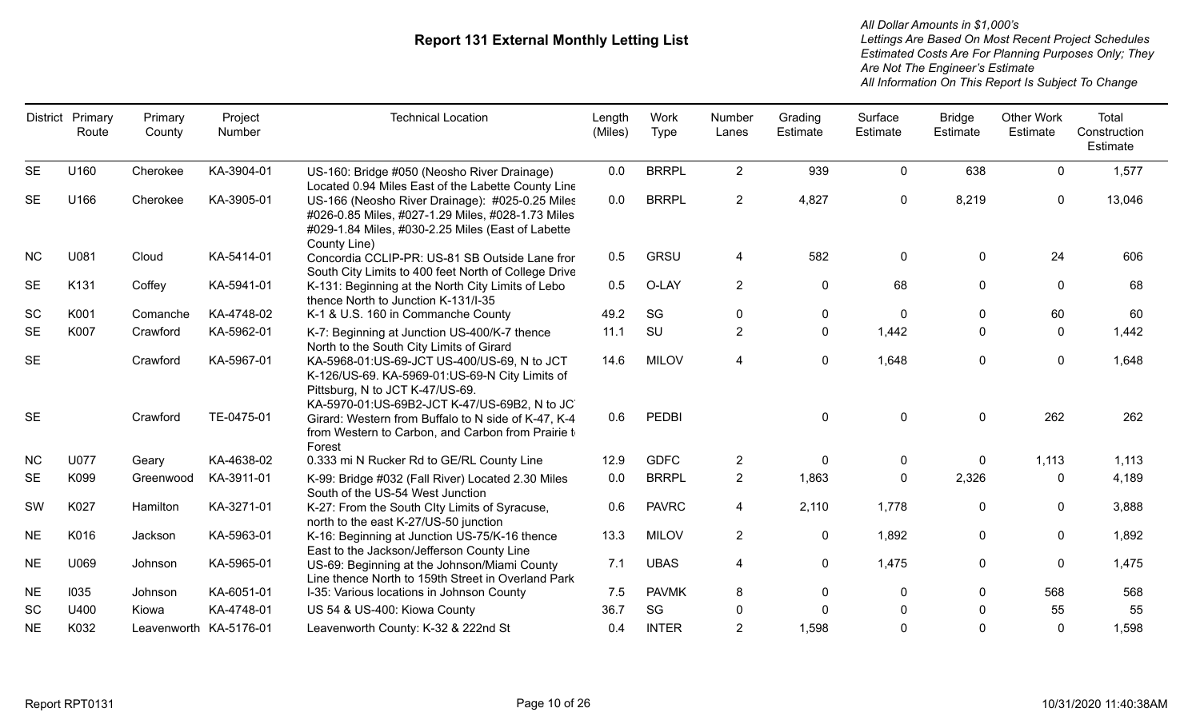# Report 131 External Monthly Letting List

*All Dollar Amounts in $1,000's*
*Lettings Are Based On Most Recent Project Schedules*
*Estimated Costs Are For Planning Purposes Only; They Are Not The Engineer's Estimate*
*All Information On This Report Is Subject To Change*

| District | Primary Route | Primary County | Project Number | Technical Location | Length (Miles) | Work Type | Number Lanes | Grading Estimate | Surface Estimate | Bridge Estimate | Other Work Estimate | Total Construction Estimate |
|---|---|---|---|---|---|---|---|---|---|---|---|---|
| SE | U160 | Cherokee | KA-3904-01 | US-160: Bridge #050 (Neosho River Drainage) Located 0.94 Miles East of the Labette County Line | 0.0 | BRRPL | 2 | 939 | 0 | 638 | 0 | 1,577 |
| SE | U166 | Cherokee | KA-3905-01 | US-166 (Neosho River Drainage): #025-0.25 Miles #026-0.85 Miles, #027-1.29 Miles, #028-1.73 Miles #029-1.84 Miles, #030-2.25 Miles (East of Labette County Line) | 0.0 | BRRPL | 2 | 4,827 | 0 | 8,219 | 0 | 13,046 |
| NC | U081 | Cloud | KA-5414-01 | Concordia CCLIP-PR: US-81 SB Outside Lane fror South City Limits to 400 feet North of College Drive | 0.5 | GRSU | 4 | 582 | 0 | 0 | 24 | 606 |
| SE | K131 | Coffey | KA-5941-01 | K-131: Beginning at the North City Limits of Lebo thence North to Junction K-131/I-35 | 0.5 | O-LAY | 2 | 0 | 68 | 0 | 0 | 68 |
| SC | K001 | Comanche | KA-4748-02 | K-1 & U.S. 160 in Commanche County | 49.2 | SG | 0 | 0 | 0 | 0 | 60 | 60 |
| SE | K007 | Crawford | KA-5962-01 | K-7: Beginning at Junction US-400/K-7 thence North to the South City Limits of Girard | 11.1 | SU | 2 | 0 | 1,442 | 0 | 0 | 1,442 |
| SE | | Crawford | KA-5967-01 | KA-5968-01:US-69-JCT US-400/US-69, N to JCT K-126/US-69. KA-5969-01:US-69-N City Limits of Pittsburg, N to JCT K-47/US-69. KA-5970-01:US-69B2-JCT K-47/US-69B2, N to JC | 14.6 | MILOV | 4 | 0 | 1,648 | 0 | 0 | 1,648 |
| SE | | Crawford | TE-0475-01 | Girard: Western from Buffalo to N side of K-47, K-4 from Western to Carbon, and Carbon from Prairie t Forest | 0.6 | PEDBI | | 0 | 0 | 0 | 262 | 262 |
| NC | U077 | Geary | KA-4638-02 | 0.333 mi N Rucker Rd to GE/RL County Line | 12.9 | GDFC | 2 | 0 | 0 | 0 | 1,113 | 1,113 |
| SE | K099 | Greenwood | KA-3911-01 | K-99: Bridge #032 (Fall River) Located 2.30 Miles South of the US-54 West Junction | 0.0 | BRRPL | 2 | 1,863 | 0 | 2,326 | 0 | 4,189 |
| SW | K027 | Hamilton | KA-3271-01 | K-27: From the South CIty Limits of Syracuse, north to the east K-27/US-50 junction | 0.6 | PAVRC | 4 | 2,110 | 1,778 | 0 | 0 | 3,888 |
| NE | K016 | Jackson | KA-5963-01 | K-16: Beginning at Junction US-75/K-16 thence East to the Jackson/Jefferson County Line | 13.3 | MILOV | 2 | 0 | 1,892 | 0 | 0 | 1,892 |
| NE | U069 | Johnson | KA-5965-01 | US-69: Beginning at the Johnson/Miami County Line thence North to 159th Street in Overland Park | 7.1 | UBAS | 4 | 0 | 1,475 | 0 | 0 | 1,475 |
| NE | I035 | Johnson | KA-6051-01 | I-35: Various locations in Johnson County | 7.5 | PAVMK | 8 | 0 | 0 | 0 | 568 | 568 |
| SC | U400 | Kiowa | KA-4748-01 | US 54 & US-400: Kiowa County | 36.7 | SG | 0 | 0 | 0 | 0 | 55 | 55 |
| NE | K032 | Leavenworth | KA-5176-01 | Leavenworth County: K-32 & 222nd St | 0.4 | INTER | 2 | 1,598 | 0 | 0 | 0 | 1,598 |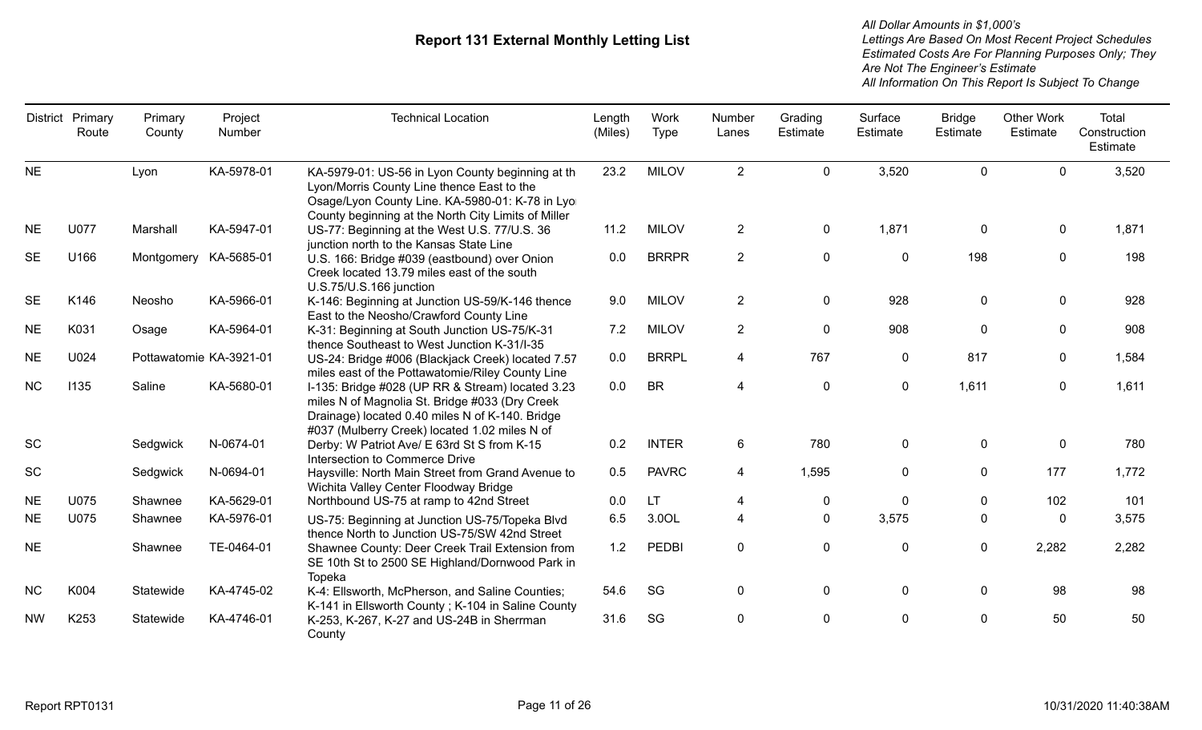# Report 131 External Monthly Letting List

*All Dollar Amounts in $1,000's*
*Lettings Are Based On Most Recent Project Schedules*
*Estimated Costs Are For Planning Purposes Only; They Are Not The Engineer's Estimate*
*All Information On This Report Is Subject To Change*

| District | Primary Route | Primary County | Project Number | Technical Location | Length (Miles) | Work Type | Number Lanes | Grading Estimate | Surface Estimate | Bridge Estimate | Other Work Estimate | Total Construction Estimate |
|---|---|---|---|---|---|---|---|---|---|---|---|---|
| NE | | Lyon | KA-5978-01 | KA-5979-01: US-56 in Lyon County beginning at th Lyon/Morris County Line thence East to the Osage/Lyon County Line. KA-5980-01: K-78 in Lyo County beginning at the North City Limits of Miller | 23.2 | MILOV | 2 | 0 | 3,520 | 0 | 0 | 3,520 |
| NE | U077 | Marshall | KA-5947-01 | US-77: Beginning at the West U.S. 77/U.S. 36 junction north to the Kansas State Line | 11.2 | MILOV | 2 | 0 | 1,871 | 0 | 0 | 1,871 |
| SE | U166 | Montgomery | KA-5685-01 | U.S. 166: Bridge #039 (eastbound) over Onion Creek located 13.79 miles east of the south U.S.75/U.S.166 junction | 0.0 | BRRPR | 2 | 0 | 0 | 198 | 0 | 198 |
| SE | K146 | Neosho | KA-5966-01 | K-146: Beginning at Junction US-59/K-146 thence East to the Neosho/Crawford County Line | 9.0 | MILOV | 2 | 0 | 928 | 0 | 0 | 928 |
| NE | K031 | Osage | KA-5964-01 | K-31: Beginning at South Junction US-75/K-31 thence Southeast to West Junction K-31/I-35 | 7.2 | MILOV | 2 | 0 | 908 | 0 | 0 | 908 |
| NE | U024 | Pottawatomie | KA-3921-01 | US-24: Bridge #006 (Blackjack Creek) located 7.57 miles east of the Pottawatomie/Riley County Line | 0.0 | BRRPL | 4 | 767 | 0 | 817 | 0 | 1,584 |
| NC | I135 | Saline | KA-5680-01 | I-135: Bridge #028 (UP RR & Stream) located 3.23 miles N of Magnolia St. Bridge #033 (Dry Creek Drainage) located 0.40 miles N of K-140. Bridge #037 (Mulberry Creek) located 1.02 miles N of | 0.0 | BR | 4 | 0 | 0 | 1,611 | 0 | 1,611 |
| SC | | Sedgwick | N-0674-01 | Derby: W Patriot Ave/ E 63rd St S from K-15 Intersection to Commerce Drive | 0.2 | INTER | 6 | 780 | 0 | 0 | 0 | 780 |
| SC | | Sedgwick | N-0694-01 | Haysville: North Main Street from Grand Avenue to Wichita Valley Center Floodway Bridge | 0.5 | PAVRC | 4 | 1,595 | 0 | 0 | 177 | 1,772 |
| NE | U075 | Shawnee | KA-5629-01 | Northbound US-75 at ramp to 42nd Street | 0.0 | LT | 4 | 0 | 0 | 0 | 102 | 101 |
| NE | U075 | Shawnee | KA-5976-01 | US-75: Beginning at Junction US-75/Topeka Blvd thence North to Junction US-75/SW 42nd Street | 6.5 | 3.0OL | 4 | 0 | 3,575 | 0 | 0 | 3,575 |
| NE | | Shawnee | TE-0464-01 | Shawnee County: Deer Creek Trail Extension from SE 10th St to 2500 SE Highland/Dornwood Park in Topeka | 1.2 | PEDBI | 0 | 0 | 0 | 0 | 2,282 | 2,282 |
| NC | K004 | Statewide | KA-4745-02 | K-4: Ellsworth, McPherson, and Saline Counties; K-141 in Ellsworth County ; K-104 in Saline County | 54.6 | SG | 0 | 0 | 0 | 0 | 98 | 98 |
| NW | K253 | Statewide | KA-4746-01 | K-253, K-267, K-27 and US-24B in Sherrman County | 31.6 | SG | 0 | 0 | 0 | 0 | 50 | 50 |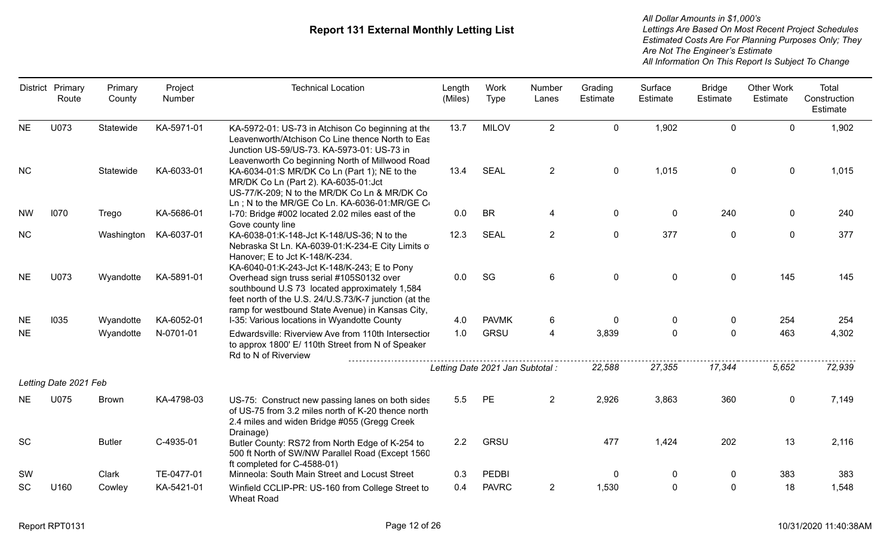# Report 131 External Monthly Letting List

*All Dollar Amounts in $1,000's*
*Lettings Are Based On Most Recent Project Schedules*
*Estimated Costs Are For Planning Purposes Only; They Are Not The Engineer's Estimate*
*All Information On This Report Is Subject To Change*

| District | Primary Route | Primary County | Project Number | Technical Location | Length (Miles) | Work Type | Number Lanes | Grading Estimate | Surface Estimate | Bridge Estimate | Other Work Estimate | Total Construction Estimate |
|---|---|---|---|---|---|---|---|---|---|---|---|---|
| NE | U073 | Statewide | KA-5971-01 | KA-5972-01: US-73 in Atchison Co beginning at the Leavenworth/Atchison Co Line thence North to Eas Junction US-59/US-73. KA-5973-01: US-73 in Leavenworth Co beginning North of Millwood Road | 13.7 | MILOV | 2 | 0 | 1,902 | 0 | 0 | 1,902 |
| NC | | Statewide | KA-6033-01 | KA-6034-01:S MR/DK Co Ln (Part 1); NE to the MR/DK Co Ln (Part 2). KA-6035-01:Jct US-77/K-209; N to the MR/DK Co Ln & MR/DK Co Ln ; N to the MR/GE Co Ln. KA-6036-01:MR/GE C | 13.4 | SEAL | 2 | 0 | 1,015 | 0 | 0 | 1,015 |
| NW | I070 | Trego | KA-5686-01 | I-70: Bridge #002 located 2.02 miles east of the Gove county line | 0.0 | BR | 4 | 0 | 0 | 240 | 0 | 240 |
| NC | | Washington | KA-6037-01 | KA-6038-01:K-148-Jct K-148/US-36; N to the Nebraska St Ln. KA-6039-01:K-234-E City Limits o Hanover; E to Jct K-148/K-234. KA-6040-01:K-243-Jct K-148/K-243; E to Pony | 12.3 | SEAL | 2 | 0 | 377 | 0 | 0 | 377 |
| NE | U073 | Wyandotte | KA-5891-01 | Overhead sign truss serial #105S0132 over southbound U.S 73 located approximately 1,584 feet north of the U.S. 24/U.S.73/K-7 junction (at the ramp for westbound State Avenue) in Kansas City, | 0.0 | SG | 6 | 0 | 0 | 0 | 145 | 145 |
| NE | I035 | Wyandotte | KA-6052-01 | I-35: Various locations in Wyandotte County | 4.0 | PAVMK | 6 | 0 | 0 | 0 | 254 | 254 |
| NE | | Wyandotte | N-0701-01 | Edwardsville: Riverview Ave from 110th Intersectior to approx 1800' E/ 110th Street from N of Speaker Rd to N of Riverview | 1.0 | GRSU | 4 | 3,839 | 0 | 0 | 463 | 4,302 |
| | | | | | *Letting Date 2021 Jan Subtotal :* | | | *22,588* | *27,355* | *17,344* | *5,652* | *72,939* |
| *Letting Date 2021 Feb* | | | | | | | | | | | | |
| NE | U075 | Brown | KA-4798-03 | US-75: Construct new passing lanes on both sides of US-75 from 3.2 miles north of K-20 thence north 2.4 miles and widen Bridge #055 (Gregg Creek Drainage) | 5.5 | PE | 2 | 2,926 | 3,863 | 360 | 0 | 7,149 |
| SC | | Butler | C-4935-01 | Butler County: RS72 from North Edge of K-254 to 500 ft North of SW/NW Parallel Road (Except 1560 ft completed for C-4588-01) | 2.2 | GRSU | | 477 | 1,424 | 202 | 13 | 2,116 |
| SW | | Clark | TE-0477-01 | Minneola: South Main Street and Locust Street | 0.3 | PEDBI | | 0 | 0 | 0 | 383 | 383 |
| SC | U160 | Cowley | KA-5421-01 | Winfield CCLIP-PR: US-160 from College Street to Wheat Road | 0.4 | PAVRC | 2 | 1,530 | 0 | 0 | 18 | 1,548 |

Report RPT0131 10/31/2020 11:40:38AM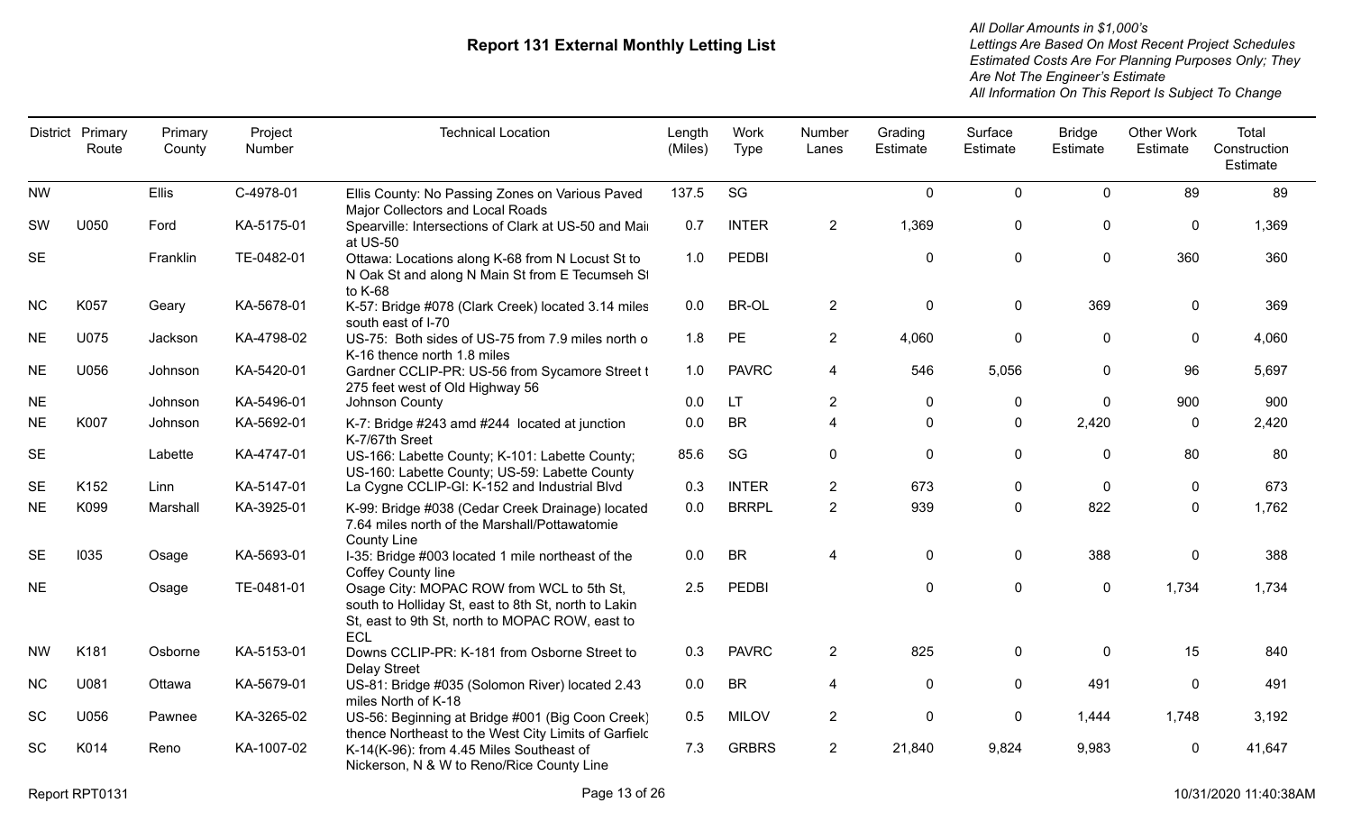# Report 131 External Monthly Letting List

*All Dollar Amounts in $1,000's*
*Lettings Are Based On Most Recent Project Schedules*
*Estimated Costs Are For Planning Purposes Only; They Are Not The Engineer's Estimate*
*All Information On This Report Is Subject To Change*

| District | Primary Route | Primary County | Project Number | Technical Location | Length (Miles) | Work Type | Number Lanes | Grading Estimate | Surface Estimate | Bridge Estimate | Other Work Estimate | Total Construction Estimate |
|---|---|---|---|---|---|---|---|---|---|---|---|---|
| NW | | Ellis | C-4978-01 | Ellis County: No Passing Zones on Various Paved Major Collectors and Local Roads | 137.5 | SG | | 0 | 0 | 0 | 89 | 89 |
| SW | U050 | Ford | KA-5175-01 | Spearville: Intersections of Clark at US-50 and Main at US-50 | 0.7 | INTER | 2 | 1,369 | 0 | 0 | 0 | 1,369 |
| SE | | Franklin | TE-0482-01 | Ottawa: Locations along K-68 from N Locust St to N Oak St and along N Main St from E Tecumseh St to K-68 | 1.0 | PEDBI | | 0 | 0 | 0 | 360 | 360 |
| NC | K057 | Geary | KA-5678-01 | K-57: Bridge #078 (Clark Creek) located 3.14 miles south east of I-70 | 0.0 | BR-OL | 2 | 0 | 0 | 369 | 0 | 369 |
| NE | U075 | Jackson | KA-4798-02 | US-75: Both sides of US-75 from 7.9 miles north of K-16 thence north 1.8 miles | 1.8 | PE | 2 | 4,060 | 0 | 0 | 0 | 4,060 |
| NE | U056 | Johnson | KA-5420-01 | Gardner CCLIP-PR: US-56 from Sycamore Street to 275 feet west of Old Highway 56 | 1.0 | PAVRC | 4 | 546 | 5,056 | 0 | 96 | 5,697 |
| NE | | Johnson | KA-5496-01 | Johnson County | 0.0 | LT | 2 | 0 | 0 | 0 | 900 | 900 |
| NE | K007 | Johnson | KA-5692-01 | K-7: Bridge #243 amd #244 located at junction K-7/67th Sreet | 0.0 | BR | 4 | 0 | 0 | 2,420 | 0 | 2,420 |
| SE | | Labette | KA-4747-01 | US-166: Labette County; K-101: Labette County; US-160: Labette County; US-59: Labette County | 85.6 | SG | 0 | 0 | 0 | 0 | 80 | 80 |
| SE | K152 | Linn | KA-5147-01 | La Cygne CCLIP-GI: K-152 and Industrial Blvd | 0.3 | INTER | 2 | 673 | 0 | 0 | 0 | 673 |
| NE | K099 | Marshall | KA-3925-01 | K-99: Bridge #038 (Cedar Creek Drainage) located 7.64 miles north of the Marshall/Pottawatomie County Line | 0.0 | BRRPL | 2 | 939 | 0 | 822 | 0 | 1,762 |
| SE | I035 | Osage | KA-5693-01 | I-35: Bridge #003 located 1 mile northeast of the Coffey County line | 0.0 | BR | 4 | 0 | 0 | 388 | 0 | 388 |
| NE | | Osage | TE-0481-01 | Osage City: MOPAC ROW from WCL to 5th St, south to Holliday St, east to 8th St, north to Lakin St, east to 9th St, north to MOPAC ROW, east to ECL | 2.5 | PEDBI | | 0 | 0 | 0 | 1,734 | 1,734 |
| NW | K181 | Osborne | KA-5153-01 | Downs CCLIP-PR: K-181 from Osborne Street to Delay Street | 0.3 | PAVRC | 2 | 825 | 0 | 0 | 15 | 840 |
| NC | U081 | Ottawa | KA-5679-01 | US-81: Bridge #035 (Solomon River) located 2.43 miles North of K-18 | 0.0 | BR | 4 | 0 | 0 | 491 | 0 | 491 |
| SC | U056 | Pawnee | KA-3265-02 | US-56: Beginning at Bridge #001 (Big Coon Creek) thence Northeast to the West City Limits of Garfield | 0.5 | MILOV | 2 | 0 | 0 | 1,444 | 1,748 | 3,192 |
| SC | K014 | Reno | KA-1007-02 | K-14(K-96): from 4.45 Miles Southeast of Nickerson, N & W to Reno/Rice County Line | 7.3 | GRBRS | 2 | 21,840 | 9,824 | 9,983 | 0 | 41,647 |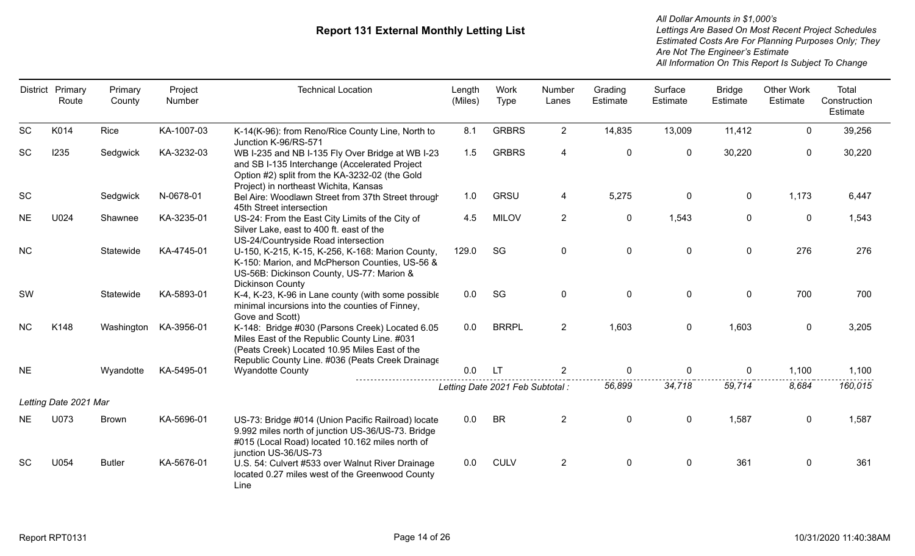# Report 131 External Monthly Letting List

*All Dollar Amounts in $1,000's*
*Lettings Are Based On Most Recent Project Schedules*
*Estimated Costs Are For Planning Purposes Only; They Are Not The Engineer's Estimate*
*All Information On This Report Is Subject To Change*

| District | Primary Route | Primary County | Project Number | Technical Location | Length (Miles) | Work Type | Number Lanes | Grading Estimate | Surface Estimate | Bridge Estimate | Other Work Estimate | Total Construction Estimate |
|---|---|---|---|---|---|---|---|---|---|---|---|---|
| SC | K014 | Rice | KA-1007-03 | K-14(K-96): from Reno/Rice County Line, North to Junction K-96/RS-571 | 8.1 | GRBRS | 2 | 14,835 | 13,009 | 11,412 | 0 | 39,256 |
| SC | I235 | Sedgwick | KA-3232-03 | WB I-235 and NB I-135 Fly Over Bridge at WB I-23 and SB I-135 Interchange (Accelerated Project Option #2) split from the KA-3232-02 (the Gold Project) in northeast Wichita, Kansas | 1.5 | GRBRS | 4 | 0 | 0 | 30,220 | 0 | 30,220 |
| SC | | Sedgwick | N-0678-01 | Bel Aire: Woodlawn Street from 37th Street through 45th Street intersection | 1.0 | GRSU | 4 | 5,275 | 0 | 0 | 1,173 | 6,447 |
| NE | U024 | Shawnee | KA-3235-01 | US-24: From the East City Limits of the City of Silver Lake, east to 400 ft. east of the US-24/Countryside Road intersection | 4.5 | MILOV | 2 | 0 | 1,543 | 0 | 0 | 1,543 |
| NC | | Statewide | KA-4745-01 | U-150, K-215, K-15, K-256, K-168: Marion County, K-150: Marion, and McPherson Counties, US-56 & US-56B: Dickinson County, US-77: Marion & Dickinson County | 129.0 | SG | 0 | 0 | 0 | 0 | 276 | 276 |
| SW | | Statewide | KA-5893-01 | K-4, K-23, K-96 in Lane county (with some possible minimal incursions into the counties of Finney, Gove and Scott) | 0.0 | SG | 0 | 0 | 0 | 0 | 700 | 700 |
| NC | K148 | Washington | KA-3956-01 | K-148: Bridge #030 (Parsons Creek) Located 6.05 Miles East of the Republic County Line. #031 (Peats Creek) Located 10.95 Miles East of the Republic County Line. #036 (Peats Creek Drainage | 0.0 | BRRPL | 2 | 1,603 | 0 | 1,603 | 0 | 3,205 |
| NE | | Wyandotte | KA-5495-01 | Wyandotte County | 0.0 | LT | 2 | 0 | 0 | 0 | 1,100 | 1,100 |
| | | | | | *Letting Date 2021 Feb Subtotal :* | | | *56,899* | *34,718* | *59,714* | *8,684* | *160,015* |

*Letting Date 2021 Mar*

| District | Primary Route | Primary County | Project Number | Technical Location | Length (Miles) | Work Type | Number Lanes | Grading Estimate | Surface Estimate | Bridge Estimate | Other Work Estimate | Total Construction Estimate |
|---|---|---|---|---|---|---|---|---|---|---|---|---|
| NE | U073 | Brown | KA-5696-01 | US-73: Bridge #014 (Union Pacific Railroad) locate 9.992 miles north of junction US-36/US-73. Bridge #015 (Local Road) located 10.162 miles north of junction US-36/US-73 | 0.0 | BR | 2 | 0 | 0 | 1,587 | 0 | 1,587 |
| SC | U054 | Butler | KA-5676-01 | U.S. 54: Culvert #533 over Walnut River Drainage located 0.27 miles west of the Greenwood County Line | 0.0 | CULV | 2 | 0 | 0 | 361 | 0 | 361 |

Report RPT0131 — 10/31/2020 11:40:38AM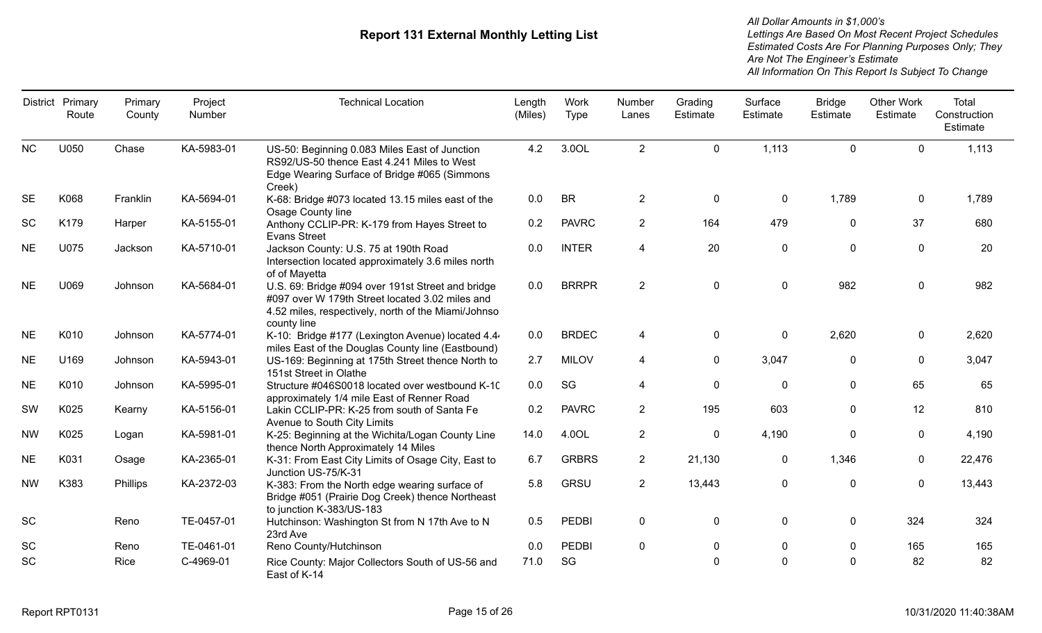# Report 131 External Monthly Letting List

*All Dollar Amounts in $1,000's*
*Lettings Are Based On Most Recent Project Schedules*
*Estimated Costs Are For Planning Purposes Only; They Are Not The Engineer's Estimate*
*All Information On This Report Is Subject To Change*

| District | Primary Route | Primary County | Project Number | Technical Location | Length (Miles) | Work Type | Number Lanes | Grading Estimate | Surface Estimate | Bridge Estimate | Other Work Estimate | Total Construction Estimate |
|---|---|---|---|---|---|---|---|---|---|---|---|---|
| NC | U050 | Chase | KA-5983-01 | US-50: Beginning 0.083 Miles East of Junction RS92/US-50 thence East 4.241 Miles to West Edge Wearing Surface of Bridge #065 (Simmons Creek) | 4.2 | 3.0OL | 2 | 0 | 1,113 | 0 | 0 | 1,113 |
| SE | K068 | Franklin | KA-5694-01 | K-68: Bridge #073 located 13.15 miles east of the Osage County line | 0.0 | BR | 2 | 0 | 0 | 1,789 | 0 | 1,789 |
| SC | K179 | Harper | KA-5155-01 | Anthony CCLIP-PR: K-179 from Hayes Street to Evans Street | 0.2 | PAVRC | 2 | 164 | 479 | 0 | 37 | 680 |
| NE | U075 | Jackson | KA-5710-01 | Jackson County: U.S. 75 at 190th Road Intersection located approximately 3.6 miles north of of Mayetta | 0.0 | INTER | 4 | 20 | 0 | 0 | 0 | 20 |
| NE | U069 | Johnson | KA-5684-01 | U.S. 69: Bridge #094 over 191st Street and bridge #097 over W 179th Street located 3.02 miles and 4.52 miles, respectively, north of the Miami/Johnso county line | 0.0 | BRRPR | 2 | 0 | 0 | 982 | 0 | 982 |
| NE | K010 | Johnson | KA-5774-01 | K-10: Bridge #177 (Lexington Avenue) located 4.4 miles East of the Douglas County line (Eastbound) | 0.0 | BRDEC | 4 | 0 | 0 | 2,620 | 0 | 2,620 |
| NE | U169 | Johnson | KA-5943-01 | US-169: Beginning at 175th Street thence North to 151st Street in Olathe | 2.7 | MILOV | 4 | 0 | 3,047 | 0 | 0 | 3,047 |
| NE | K010 | Johnson | KA-5995-01 | Structure #046S0018 located over westbound K-10 approximately 1/4 mile East of Renner Road | 0.0 | SG | 4 | 0 | 0 | 0 | 65 | 65 |
| SW | K025 | Kearny | KA-5156-01 | Lakin CCLIP-PR: K-25 from south of Santa Fe Avenue to South City Limits | 0.2 | PAVRC | 2 | 195 | 603 | 0 | 12 | 810 |
| NW | K025 | Logan | KA-5981-01 | K-25: Beginning at the Wichita/Logan County Line thence North Approximately 14 Miles | 14.0 | 4.0OL | 2 | 0 | 4,190 | 0 | 0 | 4,190 |
| NE | K031 | Osage | KA-2365-01 | K-31: From East City Limits of Osage City, East to Junction US-75/K-31 | 6.7 | GRBRS | 2 | 21,130 | 0 | 1,346 | 0 | 22,476 |
| NW | K383 | Phillips | KA-2372-03 | K-383: From the North edge wearing surface of Bridge #051 (Prairie Dog Creek) thence Northeast to junction K-383/US-183 | 5.8 | GRSU | 2 | 13,443 | 0 | 0 | 0 | 13,443 |
| SC | | Reno | TE-0457-01 | Hutchinson: Washington St from N 17th Ave to N 23rd Ave | 0.5 | PEDBI | 0 | 0 | 0 | 0 | 324 | 324 |
| SC | | Reno | TE-0461-01 | Reno County/Hutchinson | 0.0 | PEDBI | 0 | 0 | 0 | 0 | 165 | 165 |
| SC | | Rice | C-4969-01 | Rice County: Major Collectors South of US-56 and East of K-14 | 71.0 | SG | | 0 | 0 | 0 | 82 | 82 |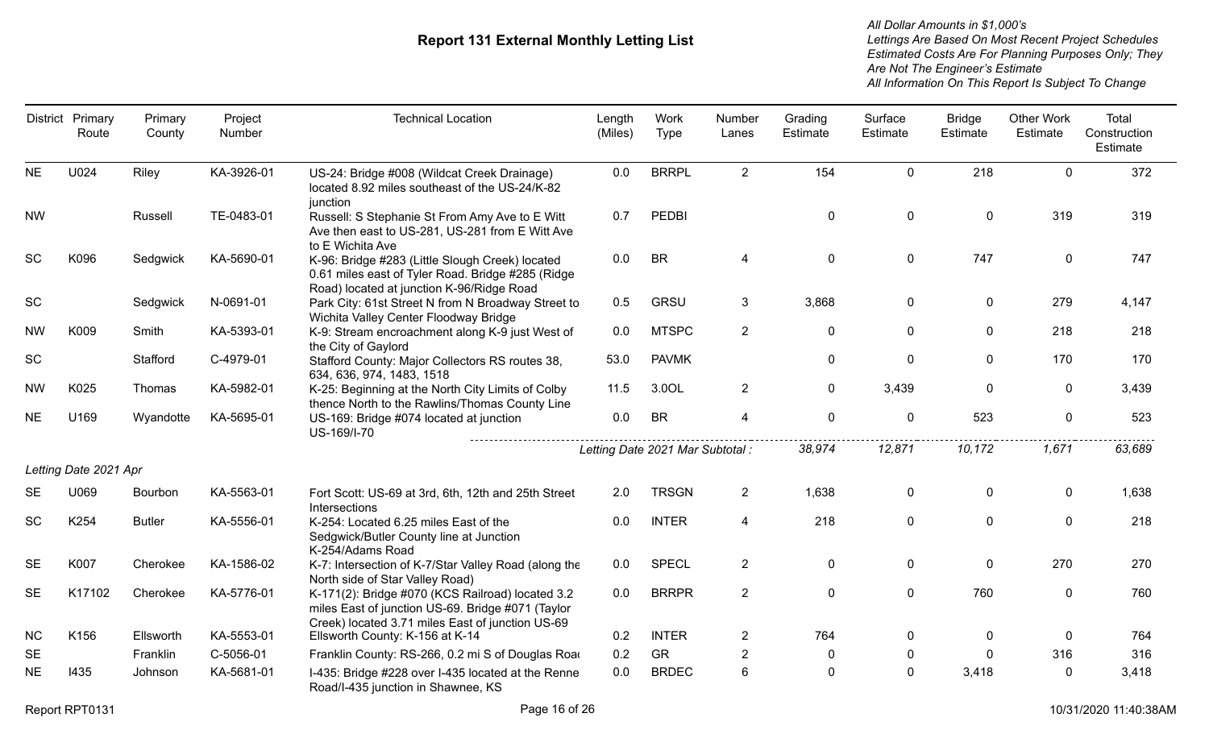# Report 131 External Monthly Letting List

*All Dollar Amounts in $1,000's*
*Lettings Are Based On Most Recent Project Schedules*
*Estimated Costs Are For Planning Purposes Only; They Are Not The Engineer's Estimate*
*All Information On This Report Is Subject To Change*

| District | Primary Route | Primary County | Project Number | Technical Location | Length (Miles) | Work Type | Number Lanes | Grading Estimate | Surface Estimate | Bridge Estimate | Other Work Estimate | Total Construction Estimate |
|---|---|---|---|---|---|---|---|---|---|---|---|---|
| NE | U024 | Riley | KA-3926-01 | US-24: Bridge #008 (Wildcat Creek Drainage) located 8.92 miles southeast of the US-24/K-82 junction | 0.0 | BRRPL | 2 | 154 | 0 | 218 | 0 | 372 |
| NW | | Russell | TE-0483-01 | Russell: S Stephanie St From Amy Ave to E Witt Ave then east to US-281, US-281 from E Witt Ave to E Wichita Ave | 0.7 | PEDBI | | 0 | 0 | 0 | 319 | 319 |
| SC | K096 | Sedgwick | KA-5690-01 | K-96: Bridge #283 (Little Slough Creek) located 0.61 miles east of Tyler Road. Bridge #285 (Ridge Road) located at junction K-96/Ridge Road | 0.0 | BR | 4 | 0 | 0 | 747 | 0 | 747 |
| SC | | Sedgwick | N-0691-01 | Park City: 61st Street N from N Broadway Street to Wichita Valley Center Floodway Bridge | 0.5 | GRSU | 3 | 3,868 | 0 | 0 | 279 | 4,147 |
| NW | K009 | Smith | KA-5393-01 | K-9: Stream encroachment along K-9 just West of the City of Gaylord | 0.0 | MTSPC | 2 | 0 | 0 | 0 | 218 | 218 |
| SC | | Stafford | C-4979-01 | Stafford County: Major Collectors RS routes 38, 634, 636, 974, 1483, 1518 | 53.0 | PAVMK | | 0 | 0 | 0 | 170 | 170 |
| NW | K025 | Thomas | KA-5982-01 | K-25: Beginning at the North City Limits of Colby thence North to the Rawlins/Thomas County Line | 11.5 | 3.0OL | 2 | 0 | 3,439 | 0 | 0 | 3,439 |
| NE | U169 | Wyandotte | KA-5695-01 | US-169: Bridge #074 located at junction US-169/I-70 | 0.0 | BR | 4 | 0 | 0 | 523 | 0 | 523 |
| | | | | | *Letting Date 2021 Mar Subtotal :* | | | *38,974* | *12,871* | *10,172* | *1,671* | *63,689* |

*Letting Date 2021 Apr*

| District | Primary Route | Primary County | Project Number | Technical Location | Length (Miles) | Work Type | Number Lanes | Grading Estimate | Surface Estimate | Bridge Estimate | Other Work Estimate | Total Construction Estimate |
|---|---|---|---|---|---|---|---|---|---|---|---|---|
| SE | U069 | Bourbon | KA-5563-01 | Fort Scott: US-69 at 3rd, 6th, 12th and 25th Street Intersections | 2.0 | TRSGN | 2 | 1,638 | 0 | 0 | 0 | 1,638 |
| SC | K254 | Butler | KA-5556-01 | K-254: Located 6.25 miles East of the Sedgwick/Butler County line at Junction K-254/Adams Road | 0.0 | INTER | 4 | 218 | 0 | 0 | 0 | 218 |
| SE | K007 | Cherokee | KA-1586-02 | K-7: Intersection of K-7/Star Valley Road (along the North side of Star Valley Road) | 0.0 | SPECL | 2 | 0 | 0 | 0 | 270 | 270 |
| SE | K17102 | Cherokee | KA-5776-01 | K-171(2): Bridge #070 (KCS Railroad) located 3.2 miles East of junction US-69. Bridge #071 (Taylor Creek) located 3.71 miles East of junction US-69 | 0.0 | BRRPR | 2 | 0 | 0 | 760 | 0 | 760 |
| NC | K156 | Ellsworth | KA-5553-01 | Ellsworth County: K-156 at K-14 | 0.2 | INTER | 2 | 764 | 0 | 0 | 0 | 764 |
| SE | | Franklin | C-5056-01 | Franklin County: RS-266, 0.2 mi S of Douglas Road | 0.2 | GR | 2 | 0 | 0 | 0 | 316 | 316 |
| NE | I435 | Johnson | KA-5681-01 | I-435: Bridge #228 over I-435 located at the Renner Road/I-435 junction in Shawnee, KS | 0.0 | BRDEC | 6 | 0 | 0 | 3,418 | 0 | 3,418 |

Report RPT0131 10/31/2020 11:40:38AM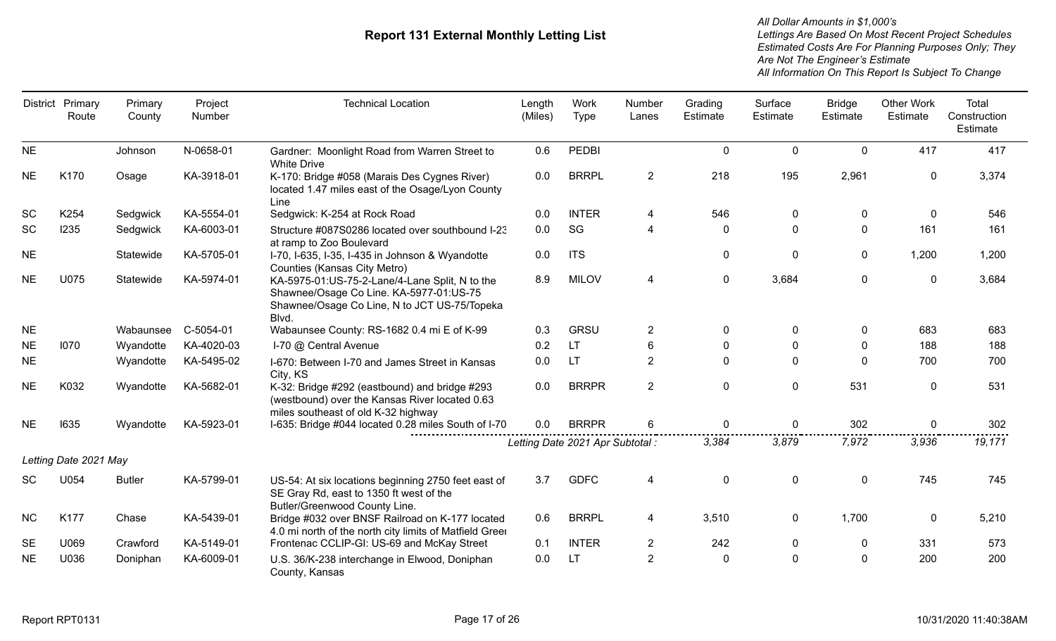# Report 131 External Monthly Letting List

*All Dollar Amounts in $1,000's*
*Lettings Are Based On Most Recent Project Schedules*
*Estimated Costs Are For Planning Purposes Only; They Are Not The Engineer's Estimate*
*All Information On This Report Is Subject To Change*

| District | Primary Route | Primary County | Project Number | Technical Location | Length (Miles) | Work Type | Number Lanes | Grading Estimate | Surface Estimate | Bridge Estimate | Other Work Estimate | Total Construction Estimate |
|---|---|---|---|---|---|---|---|---|---|---|---|---|
| NE | | Johnson | N-0658-01 | Gardner: Moonlight Road from Warren Street to White Drive | 0.6 | PEDBI | | 0 | 0 | 0 | 417 | 417 |
| NE | K170 | Osage | KA-3918-01 | K-170: Bridge #058 (Marais Des Cygnes River) located 1.47 miles east of the Osage/Lyon County Line | 0.0 | BRRPL | 2 | 218 | 195 | 2,961 | 0 | 3,374 |
| SC | K254 | Sedgwick | KA-5554-01 | Sedgwick: K-254 at Rock Road | 0.0 | INTER | 4 | 546 | 0 | 0 | 0 | 546 |
| SC | I235 | Sedgwick | KA-6003-01 | Structure #087S0286 located over southbound I-23 at ramp to Zoo Boulevard | 0.0 | SG | 4 | 0 | 0 | 0 | 161 | 161 |
| NE | | Statewide | KA-5705-01 | I-70, I-635, I-35, I-435 in Johnson & Wyandotte Counties (Kansas City Metro) | 0.0 | ITS | | 0 | 0 | 0 | 1,200 | 1,200 |
| NE | U075 | Statewide | KA-5974-01 | KA-5975-01:US-75-2-Lane/4-Lane Split, N to the Shawnee/Osage Co Line. KA-5977-01:US-75 Shawnee/Osage Co Line, N to JCT US-75/Topeka Blvd. | 8.9 | MILOV | 4 | 0 | 3,684 | 0 | 0 | 3,684 |
| NE | | Wabaunsee | C-5054-01 | Wabaunsee County: RS-1682 0.4 mi E of K-99 | 0.3 | GRSU | 2 | 0 | 0 | 0 | 683 | 683 |
| NE | I070 | Wyandotte | KA-4020-03 | I-70 @ Central Avenue | 0.2 | LT | 6 | 0 | 0 | 0 | 188 | 188 |
| NE | | Wyandotte | KA-5495-02 | I-670: Between I-70 and James Street in Kansas City, KS | 0.0 | LT | 2 | 0 | 0 | 0 | 700 | 700 |
| NE | K032 | Wyandotte | KA-5682-01 | K-32: Bridge #292 (eastbound) and bridge #293 (westbound) over the Kansas River located 0.63 miles southeast of old K-32 highway | 0.0 | BRRPR | 2 | 0 | 0 | 531 | 0 | 531 |
| NE | I635 | Wyandotte | KA-5923-01 | I-635: Bridge #044 located 0.28 miles South of I-70 | 0.0 | BRRPR | 6 | 0 | 0 | 302 | 0 | 302 |
| | | | | | *Letting Date 2021 Apr Subtotal :* | | | *3,384* | *3,879* | *7,972* | *3,936* | *19,171* |
| *Letting Date 2021 May* | | | | | | | | | | | | |
| SC | U054 | Butler | KA-5799-01 | US-54: At six locations beginning 2750 feet east of SE Gray Rd, east to 1350 ft west of the Butler/Greenwood County Line. | 3.7 | GDFC | 4 | 0 | 0 | 0 | 745 | 745 |
| NC | K177 | Chase | KA-5439-01 | Bridge #032 over BNSF Railroad on K-177 located 4.0 mi north of the north city limits of Matfield Greer | 0.6 | BRRPL | 4 | 3,510 | 0 | 1,700 | 0 | 5,210 |
| SE | U069 | Crawford | KA-5149-01 | Frontenac CCLIP-GI: US-69 and McKay Street | 0.1 | INTER | 2 | 242 | 0 | 0 | 331 | 573 |
| NE | U036 | Doniphan | KA-6009-01 | U.S. 36/K-238 interchange in Elwood, Doniphan County, Kansas | 0.0 | LT | 2 | 0 | 0 | 0 | 200 | 200 |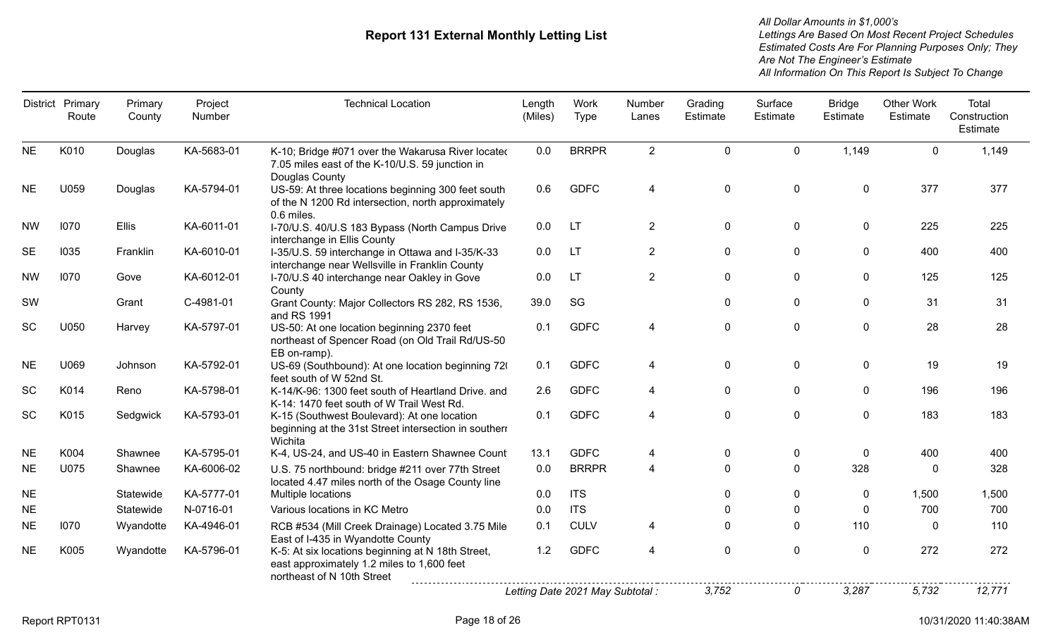# Report 131 External Monthly Letting List

*All Dollar Amounts in $1,000's*
*Lettings Are Based On Most Recent Project Schedules*
*Estimated Costs Are For Planning Purposes Only; They Are Not The Engineer's Estimate*
*All Information On This Report Is Subject To Change*

| District | Primary Route | Primary County | Project Number | Technical Location | Length (Miles) | Work Type | Number Lanes | Grading Estimate | Surface Estimate | Bridge Estimate | Other Work Estimate | Total Construction Estimate |
|---|---|---|---|---|---|---|---|---|---|---|---|---|
| NE | K010 | Douglas | KA-5683-01 | K-10; Bridge #071 over the Wakarusa River locatec 7.05 miles east of the K-10/U.S. 59 junction in Douglas County | 0.0 | BRRPR | 2 | 0 | 0 | 1,149 | 0 | 1,149 |
| NE | U059 | Douglas | KA-5794-01 | US-59: At three locations beginning 300 feet south of the N 1200 Rd intersection, north approximately 0.6 miles. | 0.6 | GDFC | 4 | 0 | 0 | 0 | 377 | 377 |
| NW | I070 | Ellis | KA-6011-01 | I-70/U.S. 40/U.S 183 Bypass (North Campus Drive interchange in Ellis County | 0.0 | LT | 2 | 0 | 0 | 0 | 225 | 225 |
| SE | I035 | Franklin | KA-6010-01 | I-35/U.S. 59 interchange in Ottawa and I-35/K-33 interchange near Wellsville in Franklin County | 0.0 | LT | 2 | 0 | 0 | 0 | 400 | 400 |
| NW | I070 | Gove | KA-6012-01 | I-70/U.S 40 interchange near Oakley in Gove County | 0.0 | LT | 2 | 0 | 0 | 0 | 125 | 125 |
| SW | | Grant | C-4981-01 | Grant County: Major Collectors RS 282, RS 1536, and RS 1991 | 39.0 | SG | | 0 | 0 | 0 | 31 | 31 |
| SC | U050 | Harvey | KA-5797-01 | US-50: At one location beginning 2370 feet northeast of Spencer Road (on Old Trail Rd/US-50 EB on-ramp). | 0.1 | GDFC | 4 | 0 | 0 | 0 | 28 | 28 |
| NE | U069 | Johnson | KA-5792-01 | US-69 (Southbound): At one location beginning 72( feet south of W 52nd St. | 0.1 | GDFC | 4 | 0 | 0 | 0 | 19 | 19 |
| SC | K014 | Reno | KA-5798-01 | K-14/K-96: 1300 feet south of Heartland Drive. and K-14: 1470 feet south of W Trail West Rd. | 2.6 | GDFC | 4 | 0 | 0 | 0 | 196 | 196 |
| SC | K015 | Sedgwick | KA-5793-01 | K-15 (Southwest Boulevard): At one location beginning at the 31st Street intersection in southerr Wichita | 0.1 | GDFC | 4 | 0 | 0 | 0 | 183 | 183 |
| NE | K004 | Shawnee | KA-5795-01 | K-4, US-24, and US-40 in Eastern Shawnee Count | 13.1 | GDFC | 4 | 0 | 0 | 0 | 400 | 400 |
| NE | U075 | Shawnee | KA-6006-02 | U.S. 75 northbound: bridge #211 over 77th Street located 4.47 miles north of the Osage County line | 0.0 | BRRPR | 4 | 0 | 0 | 328 | 0 | 328 |
| NE | | Statewide | KA-5777-01 | Multiple locations | 0.0 | ITS | | 0 | 0 | 0 | 1,500 | 1,500 |
| NE | | Statewide | N-0716-01 | Various locations in KC Metro | 0.0 | ITS | | 0 | 0 | 0 | 700 | 700 |
| NE | I070 | Wyandotte | KA-4946-01 | RCB #534 (Mill Creek Drainage) Located 3.75 Mile East of I-435 in Wyandotte County | 0.1 | CULV | 4 | 0 | 0 | 110 | 0 | 110 |
| NE | K005 | Wyandotte | KA-5796-01 | K-5: At six locations beginning at N 18th Street, east approximately 1.2 miles to 1,600 feet northeast of N 10th Street | 1.2 | GDFC | 4 | 0 | 0 | 0 | 272 | 272 |
| | | | | | *Letting Date 2021 May Subtotal :* | | | *3,752* | *0* | *3,287* | *5,732* | *12,771* |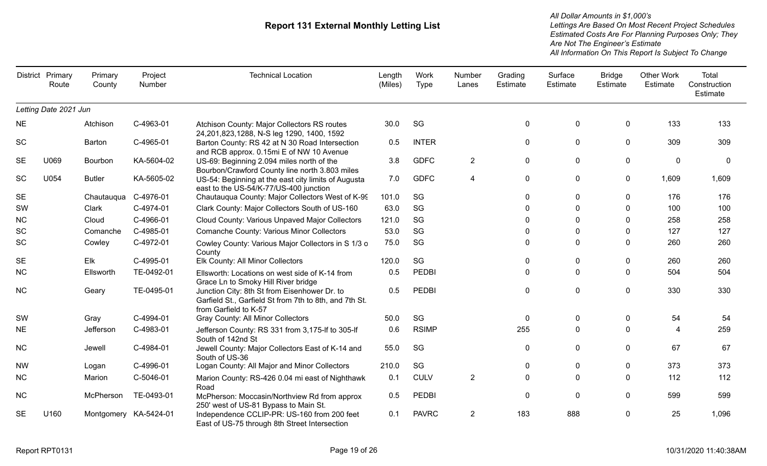# Report 131 External Monthly Letting List

*All Dollar Amounts in $1,000's*
*Lettings Are Based On Most Recent Project Schedules*
*Estimated Costs Are For Planning Purposes Only; They Are Not The Engineer's Estimate*
*All Information On This Report Is Subject To Change*

| District | Primary Route | Primary County | Project Number | Technical Location | Length (Miles) | Work Type | Number Lanes | Grading Estimate | Surface Estimate | Bridge Estimate | Other Work Estimate | Total Construction Estimate |
|---|---|---|---|---|---|---|---|---|---|---|---|---|
| *Letting Date 2021 Jun* | | | | | | | | | | | | |
| NE | | Atchison | C-4963-01 | Atchison County: Major Collectors RS routes 24,201,823,1288, N-S leg 1290, 1400, 1592 | 30.0 | SG | | 0 | 0 | 0 | 133 | 133 |
| SC | | Barton | C-4965-01 | Barton County: RS 42 at N 30 Road Intersection and RCB approx. 0.15mi E of NW 10 Avenue | 0.5 | INTER | | 0 | 0 | 0 | 309 | 309 |
| SE | U069 | Bourbon | KA-5604-02 | US-69: Beginning 2.094 miles north of the Bourbon/Crawford County line north 3.803 miles | 3.8 | GDFC | 2 | 0 | 0 | 0 | 0 | 0 |
| SC | U054 | Butler | KA-5605-02 | US-54: Beginning at the east city limits of Augusta east to the US-54/K-77/US-400 junction | 7.0 | GDFC | 4 | 0 | 0 | 0 | 1,609 | 1,609 |
| SE | | Chautauqua | C-4976-01 | Chautauqua County: Major Collectors West of K-99 | 101.0 | SG | | 0 | 0 | 0 | 176 | 176 |
| SW | | Clark | C-4974-01 | Clark County: Major Collectors South of US-160 | 63.0 | SG | | 0 | 0 | 0 | 100 | 100 |
| NC | | Cloud | C-4966-01 | Cloud County: Various Unpaved Major Collectors | 121.0 | SG | | 0 | 0 | 0 | 258 | 258 |
| SC | | Comanche | C-4985-01 | Comanche County: Various Minor Collectors | 53.0 | SG | | 0 | 0 | 0 | 127 | 127 |
| SC | | Cowley | C-4972-01 | Cowley County: Various Major Collectors in S 1/3 o County | 75.0 | SG | | 0 | 0 | 0 | 260 | 260 |
| SE | | Elk | C-4995-01 | Elk County: All Minor Collectors | 120.0 | SG | | 0 | 0 | 0 | 260 | 260 |
| NC | | Ellsworth | TE-0492-01 | Ellsworth: Locations on west side of K-14 from Grace Ln to Smoky Hill River bridge | 0.5 | PEDBI | | 0 | 0 | 0 | 504 | 504 |
| NC | | Geary | TE-0495-01 | Junction City: 8th St from Eisenhower Dr. to Garfield St., Garfield St from 7th to 8th, and 7th St. from Garfield to K-57 | 0.5 | PEDBI | | 0 | 0 | 0 | 330 | 330 |
| SW | | Gray | C-4994-01 | Gray County: All Minor Collectors | 50.0 | SG | | 0 | 0 | 0 | 54 | 54 |
| NE | | Jefferson | C-4983-01 | Jefferson County: RS 331 from 3,175-lf to 305-lf South of 142nd St | 0.6 | RSIMP | | 255 | 0 | 0 | 4 | 259 |
| NC | | Jewell | C-4984-01 | Jewell County: Major Collectors East of K-14 and South of US-36 | 55.0 | SG | | 0 | 0 | 0 | 67 | 67 |
| NW | | Logan | C-4996-01 | Logan County: All Major and Minor Collectors | 210.0 | SG | | 0 | 0 | 0 | 373 | 373 |
| NC | | Marion | C-5046-01 | Marion County: RS-426 0.04 mi east of Nighthawk Road | 0.1 | CULV | 2 | 0 | 0 | 0 | 112 | 112 |
| NC | | McPherson | TE-0493-01 | McPherson: Moccasin/Northview Rd from approx 250' west of US-81 Bypass to Main St. | 0.5 | PEDBI | | 0 | 0 | 0 | 599 | 599 |
| SE | U160 | Montgomery | KA-5424-01 | Independence CCLIP-PR: US-160 from 200 feet East of US-75 through 8th Street Intersection | 0.1 | PAVRC | 2 | 183 | 888 | 0 | 25 | 1,096 |

Report RPT0131 — 10/31/2020 11:40:38AM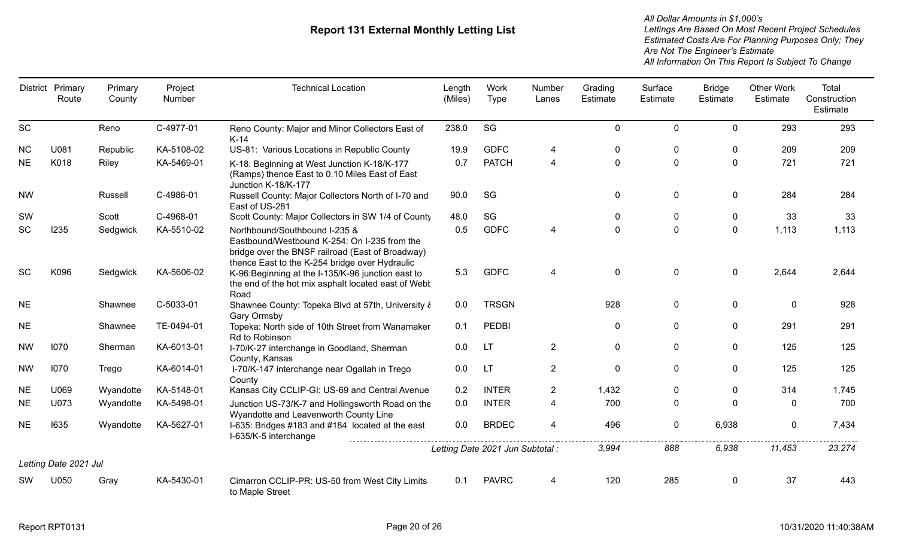# Report 131 External Monthly Letting List

*All Dollar Amounts in $1,000's*
*Lettings Are Based On Most Recent Project Schedules*
*Estimated Costs Are For Planning Purposes Only; They Are Not The Engineer's Estimate*
*All Information On This Report Is Subject To Change*

| District | Primary Route | Primary County | Project Number | Technical Location | Length (Miles) | Work Type | Number Lanes | Grading Estimate | Surface Estimate | Bridge Estimate | Other Work Estimate | Total Construction Estimate |
|---|---|---|---|---|---|---|---|---|---|---|---|---|
| SC | | Reno | C-4977-01 | Reno County: Major and Minor Collectors East of K-14 | 238.0 | SG | | 0 | 0 | 0 | 293 | 293 |
| NC | U081 | Republic | KA-5108-02 | US-81: Various Locations in Republic County | 19.9 | GDFC | 4 | 0 | 0 | 0 | 209 | 209 |
| NE | K018 | Riley | KA-5469-01 | K-18: Beginning at West Junction K-18/K-177 (Ramps) thence East to 0.10 Miles East of East Junction K-18/K-177 | 0.7 | PATCH | 4 | 0 | 0 | 0 | 721 | 721 |
| NW | | Russell | C-4986-01 | Russell County: Major Collectors North of I-70 and East of US-281 | 90.0 | SG | | 0 | 0 | 0 | 284 | 284 |
| SW | | Scott | C-4968-01 | Scott County: Major Collectors in SW 1/4 of County | 48.0 | SG | | 0 | 0 | 0 | 33 | 33 |
| SC | I235 | Sedgwick | KA-5510-02 | Northbound/Southbound I-235 & Eastbound/Westbound K-254: On I-235 from the bridge over the BNSF railroad (East of Broadway) thence East to the K-254 bridge over Hydraulic | 0.5 | GDFC | 4 | 0 | 0 | 0 | 1,113 | 1,113 |
| SC | K096 | Sedgwick | KA-5606-02 | K-96:Beginning at the I-135/K-96 junction east to the end of the hot mix asphalt located east of Webb Road | 5.3 | GDFC | 4 | 0 | 0 | 0 | 2,644 | 2,644 |
| NE | | Shawnee | C-5033-01 | Shawnee County: Topeka Blvd at 57th, University & Gary Ormsby | 0.0 | TRSGN | | 928 | 0 | 0 | 0 | 928 |
| NE | | Shawnee | TE-0494-01 | Topeka: North side of 10th Street from Wanamaker Rd to Robinson | 0.1 | PEDBI | | 0 | 0 | 0 | 291 | 291 |
| NW | I070 | Sherman | KA-6013-01 | I-70/K-27 interchange in Goodland, Sherman County, Kansas | 0.0 | LT | 2 | 0 | 0 | 0 | 125 | 125 |
| NW | I070 | Trego | KA-6014-01 | I-70/K-147 interchange near Ogallah in Trego County | 0.0 | LT | 2 | 0 | 0 | 0 | 125 | 125 |
| NE | U069 | Wyandotte | KA-5148-01 | Kansas City CCLIP-GI: US-69 and Central Avenue | 0.2 | INTER | 2 | 1,432 | 0 | 0 | 314 | 1,745 |
| NE | U073 | Wyandotte | KA-5498-01 | Junction US-73/K-7 and Hollingsworth Road on the Wyandotte and Leavenworth County Line | 0.0 | INTER | 4 | 700 | 0 | 0 | 0 | 700 |
| NE | I635 | Wyandotte | KA-5627-01 | I-635: Bridges #183 and #184 located at the east I-635/K-5 interchange | 0.0 | BRDEC | 4 | 496 | 0 | 6,938 | 0 | 7,434 |
| | | | | | *Letting Date 2021 Jun Subtotal :* | | | *3,994* | *888* | *6,938* | *11,453* | *23,274* |

*Letting Date 2021 Jul*

| District | Primary Route | Primary County | Project Number | Technical Location | Length (Miles) | Work Type | Number Lanes | Grading Estimate | Surface Estimate | Bridge Estimate | Other Work Estimate | Total Construction Estimate |
|---|---|---|---|---|---|---|---|---|---|---|---|---|
| SW | U050 | Gray | KA-5430-01 | Cimarron CCLIP-PR: US-50 from West City Limits to Maple Street | 0.1 | PAVRC | 4 | 120 | 285 | 0 | 37 | 443 |

Report RPT0131 — 10/31/2020 11:40:38AM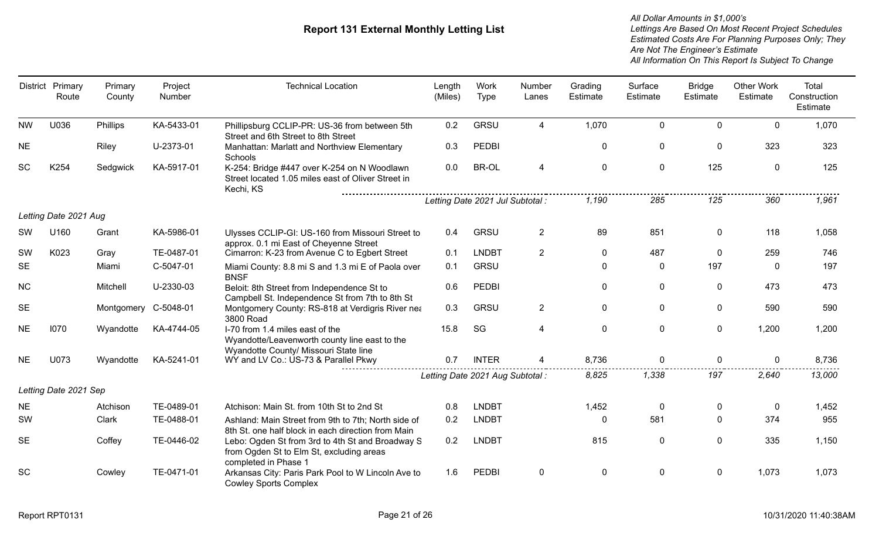# Report 131 External Monthly Letting List

*All Dollar Amounts in $1,000's*
*Lettings Are Based On Most Recent Project Schedules*
*Estimated Costs Are For Planning Purposes Only; They Are Not The Engineer's Estimate*
*All Information On This Report Is Subject To Change*

| District | Primary Route | Primary County | Project Number | Technical Location | Length (Miles) | Work Type | Number Lanes | Grading Estimate | Surface Estimate | Bridge Estimate | Other Work Estimate | Total Construction Estimate |
|---|---|---|---|---|---|---|---|---|---|---|---|---|
| NW | U036 | Phillips | KA-5433-01 | Phillipsburg CCLIP-PR: US-36 from between 5th Street and 6th Street to 8th Street | 0.2 | GRSU | 4 | 1,070 | 0 | 0 | 0 | 1,070 |
| NE | | Riley | U-2373-01 | Manhattan: Marlatt and Northview Elementary Schools | 0.3 | PEDBI | | 0 | 0 | 0 | 323 | 323 |
| SC | K254 | Sedgwick | KA-5917-01 | K-254: Bridge #447 over K-254 on N Woodlawn Street located 1.05 miles east of Oliver Street in Kechi, KS | 0.0 | BR-OL | 4 | 0 | 0 | 125 | 0 | 125 |
| | | | | | *Letting Date 2021 Jul Subtotal :* | | | *1,190* | *285* | *125* | *360* | *1,961* |
| *Letting Date 2021 Aug* | | | | | | | | | | | | |
| SW | U160 | Grant | KA-5986-01 | Ulysses CCLIP-GI: US-160 from Missouri Street to approx. 0.1 mi East of Cheyenne Street | 0.4 | GRSU | 2 | 89 | 851 | 0 | 118 | 1,058 |
| SW | K023 | Gray | TE-0487-01 | Cimarron: K-23 from Avenue C to Egbert Street | 0.1 | LNDBT | 2 | 0 | 487 | 0 | 259 | 746 |
| SE | | Miami | C-5047-01 | Miami County: 8.8 mi S and 1.3 mi E of Paola over BNSF | 0.1 | GRSU | | 0 | 0 | 197 | 0 | 197 |
| NC | | Mitchell | U-2330-03 | Beloit: 8th Street from Independence St to Campbell St. Independence St from 7th to 8th St | 0.6 | PEDBI | | 0 | 0 | 0 | 473 | 473 |
| SE | | Montgomery | C-5048-01 | Montgomery County: RS-818 at Verdigris River nea 3800 Road | 0.3 | GRSU | 2 | 0 | 0 | 0 | 590 | 590 |
| NE | I070 | Wyandotte | KA-4744-05 | I-70 from 1.4 miles east of the Wyandotte/Leavenworth county line east to the Wyandotte County/ Missouri State line | 15.8 | SG | 4 | 0 | 0 | 0 | 1,200 | 1,200 |
| NE | U073 | Wyandotte | KA-5241-01 | WY and LV Co.: US-73 & Parallel Pkwy | 0.7 | INTER | 4 | 8,736 | 0 | 0 | 0 | 8,736 |
| | | | | | *Letting Date 2021 Aug Subtotal :* | | | *8,825* | *1,338* | *197* | *2,640* | *13,000* |
| *Letting Date 2021 Sep* | | | | | | | | | | | | |
| NE | | Atchison | TE-0489-01 | Atchison: Main St. from 10th St to 2nd St | 0.8 | LNDBT | | 1,452 | 0 | 0 | 0 | 1,452 |
| SW | | Clark | TE-0488-01 | Ashland: Main Street from 9th to 7th; North side of 8th St. one half block in each direction from Main | 0.2 | LNDBT | | 0 | 581 | 0 | 374 | 955 |
| SE | | Coffey | TE-0446-02 | Lebo: Ogden St from 3rd to 4th St and Broadway S from Ogden St to Elm St, excluding areas completed in Phase 1 | 0.2 | LNDBT | | 815 | 0 | 0 | 335 | 1,150 |
| SC | | Cowley | TE-0471-01 | Arkansas City: Paris Park Pool to W Lincoln Ave to Cowley Sports Complex | 1.6 | PEDBI | 0 | 0 | 0 | 0 | 1,073 | 1,073 |

Report RPT0131 10/31/2020 11:40:38AM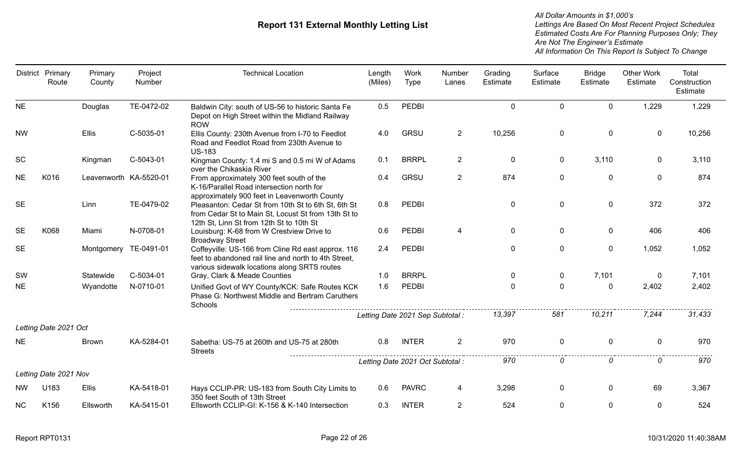# Report 131 External Monthly Letting List

*All Dollar Amounts in $1,000's*
*Lettings Are Based On Most Recent Project Schedules*
*Estimated Costs Are For Planning Purposes Only; They Are Not The Engineer's Estimate*
*All Information On This Report Is Subject To Change*

| District | Primary Route | Primary County | Project Number | Technical Location | Length (Miles) | Work Type | Number Lanes | Grading Estimate | Surface Estimate | Bridge Estimate | Other Work Estimate | Total Construction Estimate |
|---|---|---|---|---|---|---|---|---|---|---|---|---|
| NE | | Douglas | TE-0472-02 | Baldwin City: south of US-56 to historic Santa Fe Depot on High Street within the Midland Railway ROW | 0.5 | PEDBI | | 0 | 0 | 0 | 1,229 | 1,229 |
| NW | | Ellis | C-5035-01 | Ellis County: 230th Avenue from I-70 to Feedlot Road and Feedlot Road from 230th Avenue to US-183 | 4.0 | GRSU | 2 | 10,256 | 0 | 0 | 0 | 10,256 |
| SC | | Kingman | C-5043-01 | Kingman County: 1.4 mi S and 0.5 mi W of Adams over the Chikaskia River | 0.1 | BRRPL | 2 | 0 | 0 | 3,110 | 0 | 3,110 |
| NE | K016 | Leavenworth | KA-5520-01 | From approximately 300 feet south of the K-16/Parallel Road intersection north for approximately 900 feet in Leavenworth County | 0.4 | GRSU | 2 | 874 | 0 | 0 | 0 | 874 |
| SE | | Linn | TE-0479-02 | Pleasanton: Cedar St from 10th St to 6th St, 6th St from Cedar St to Main St, Locust St from 13th St to 12th St, Linn St from 12th St to 10th St | 0.8 | PEDBI | | 0 | 0 | 0 | 372 | 372 |
| SE | K068 | Miami | N-0708-01 | Louisburg: K-68 from W Crestview Drive to Broadway Street | 0.6 | PEDBI | 4 | 0 | 0 | 0 | 406 | 406 |
| SE | | Montgomery | TE-0491-01 | Coffeyville: US-166 from Cline Rd east approx. 116 feet to abandoned rail line and north to 4th Street, various sidewalk locations along SRTS routes | 2.4 | PEDBI | | 0 | 0 | 0 | 1,052 | 1,052 |
| SW | | Statewide | C-5034-01 | Gray, Clark & Meade Counties | 1.0 | BRRPL | | 0 | 0 | 7,101 | 0 | 7,101 |
| NE | | Wyandotte | N-0710-01 | Unified Govt of WY County/KCK: Safe Routes KCK Phase G: Northwest Middle and Bertram Caruthers Schools | 1.6 | PEDBI | | 0 | 0 | 0 | 2,402 | 2,402 |
| | | | | | *Letting Date 2021 Sep Subtotal :* | | | *13,397* | *581* | *10,211* | *7,244* | *31,433* |
| *Letting Date 2021 Oct* | | | | | | | | | | | | |
| NE | | Brown | KA-5284-01 | Sabetha: US-75 at 260th and US-75 at 280th Streets | 0.8 | INTER | 2 | 970 | 0 | 0 | 0 | 970 |
| | | | | | *Letting Date 2021 Oct Subtotal :* | | | *970* | *0* | *0* | *0* | *970* |
| *Letting Date 2021 Nov* | | | | | | | | | | | | |
| NW | U183 | Ellis | KA-5418-01 | Hays CCLIP-PR: US-183 from South City Limits to 350 feet South of 13th Street | 0.6 | PAVRC | 4 | 3,298 | 0 | 0 | 69 | 3,367 |
| NC | K156 | Ellsworth | KA-5415-01 | Ellsworth CCLIP-GI: K-156 & K-140 Intersection | 0.3 | INTER | 2 | 524 | 0 | 0 | 0 | 524 |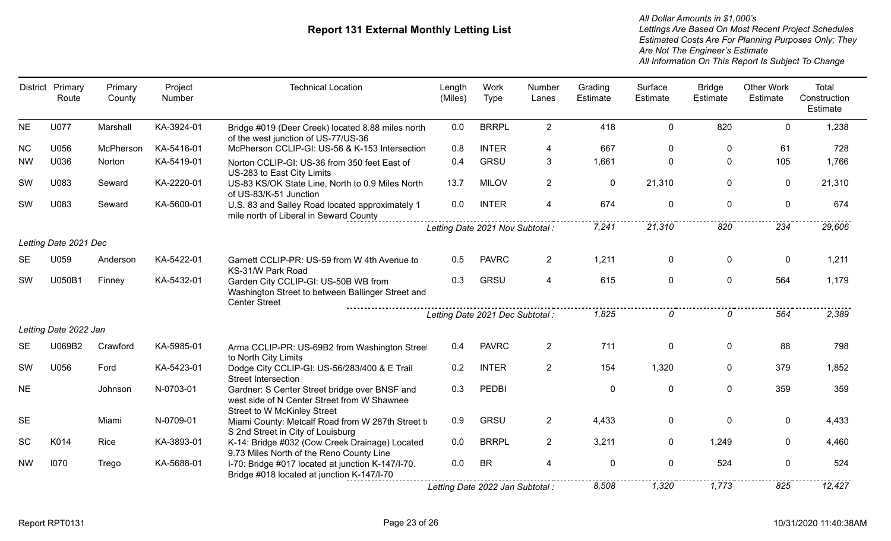# Report 131 External Monthly Letting List

*All Dollar Amounts in $1,000's*
*Lettings Are Based On Most Recent Project Schedules*
*Estimated Costs Are For Planning Purposes Only; They Are Not The Engineer's Estimate*
*All Information On This Report Is Subject To Change*

| District | Primary Route | Primary County | Project Number | Technical Location | Length (Miles) | Work Type | Number Lanes | Grading Estimate | Surface Estimate | Bridge Estimate | Other Work Estimate | Total Construction Estimate |
|---|---|---|---|---|---|---|---|---|---|---|---|---|
| NE | U077 | Marshall | KA-3924-01 | Bridge #019 (Deer Creek) located 8.88 miles north of the west junction of US-77/US-36 | 0.0 | BRRPL | 2 | 418 | 0 | 820 | 0 | 1,238 |
| NC | U056 | McPherson | KA-5416-01 | McPherson CCLIP-GI: US-56 & K-153 Intersection | 0.8 | INTER | 4 | 667 | 0 | 0 | 61 | 728 |
| NW | U036 | Norton | KA-5419-01 | Norton CCLIP-GI: US-36 from 350 feet East of US-283 to East City Limits | 0.4 | GRSU | 3 | 1,661 | 0 | 0 | 105 | 1,766 |
| SW | U083 | Seward | KA-2220-01 | US-83 KS/OK State Line, North to 0.9 Miles North of US-83/K-51 Junction | 13.7 | MILOV | 2 | 0 | 21,310 | 0 | 0 | 21,310 |
| SW | U083 | Seward | KA-5600-01 | U.S. 83 and Salley Road located approximately 1 mile north of Liberal in Seward County | 0.0 | INTER | 4 | 674 | 0 | 0 | 0 | 674 |
| | | | | | *Letting Date 2021 Nov Subtotal :* | | | *7,241* | *21,310* | *820* | *234* | *29,606* |
| *Letting Date 2021 Dec* | | | | | | | | | | | | |
| SE | U059 | Anderson | KA-5422-01 | Garnett CCLIP-PR: US-59 from W 4th Avenue to KS-31/W Park Road | 0.5 | PAVRC | 2 | 1,211 | 0 | 0 | 0 | 1,211 |
| SW | U050B1 | Finney | KA-5432-01 | Garden City CCLIP-GI: US-50B WB from Washington Street to between Ballinger Street and Center Street | 0.3 | GRSU | 4 | 615 | 0 | 0 | 564 | 1,179 |
| | | | | | *Letting Date 2021 Dec Subtotal :* | | | *1,825* | *0* | *0* | *564* | *2,389* |
| *Letting Date 2022 Jan* | | | | | | | | | | | | |
| SE | U069B2 | Crawford | KA-5985-01 | Arma CCLIP-PR: US-69B2 from Washington Street to North City Limits | 0.4 | PAVRC | 2 | 711 | 0 | 0 | 88 | 798 |
| SW | U056 | Ford | KA-5423-01 | Dodge City CCLIP-GI: US-56/283/400 & E Trail Street Intersection | 0.2 | INTER | 2 | 154 | 1,320 | 0 | 379 | 1,852 |
| NE | | Johnson | N-0703-01 | Gardner: S Center Street bridge over BNSF and west side of N Center Street from W Shawnee Street to W McKinley Street | 0.3 | PEDBI | | 0 | 0 | 0 | 359 | 359 |
| SE | | Miami | N-0709-01 | Miami County: Metcalf Road from W 287th Street to S 2nd Street in City of Louisburg | 0.9 | GRSU | 2 | 4,433 | 0 | 0 | 0 | 4,433 |
| SC | K014 | Rice | KA-3893-01 | K-14: Bridge #032 (Cow Creek Drainage) Located 9.73 Miles North of the Reno County Line | 0.0 | BRRPL | 2 | 3,211 | 0 | 1,249 | 0 | 4,460 |
| NW | I070 | Trego | KA-5688-01 | I-70: Bridge #017 located at junction K-147/I-70. Bridge #018 located at junction K-147/I-70 | 0.0 | BR | 4 | 0 | 0 | 524 | 0 | 524 |
| | | | | | *Letting Date 2022 Jan Subtotal :* | | | *8,508* | *1,320* | *1,773* | *825* | *12,427* |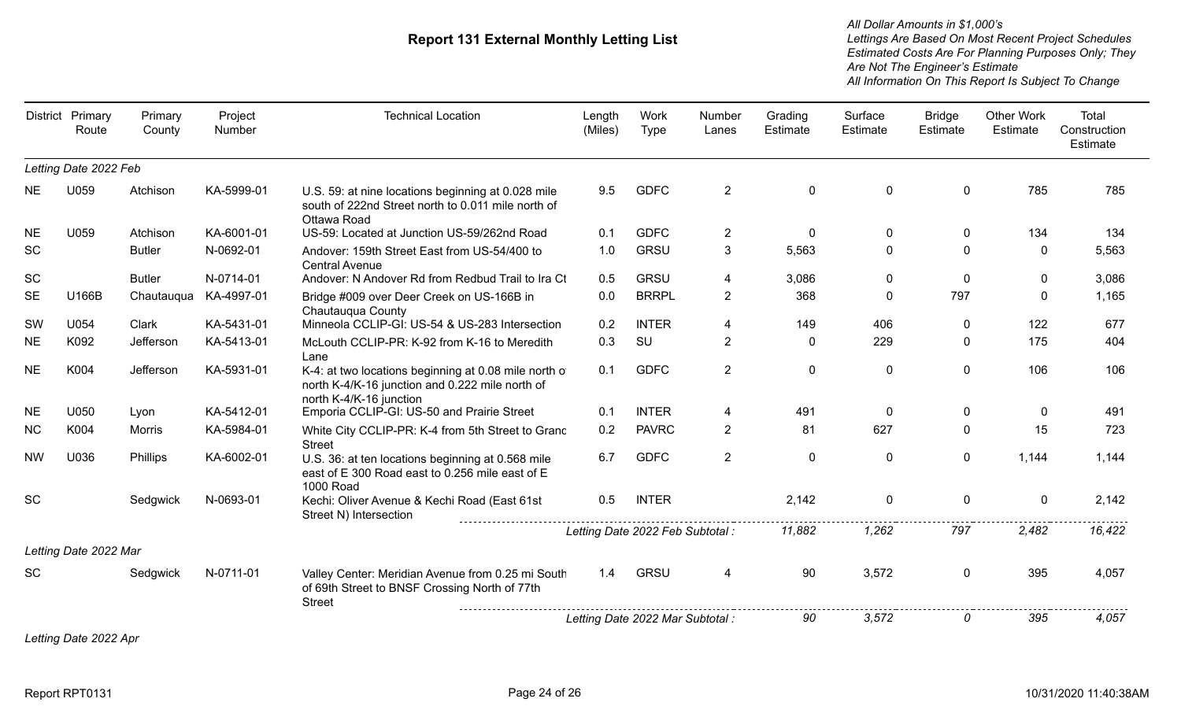# Report 131 External Monthly Letting List

*All Dollar Amounts in $1,000's*
*Lettings Are Based On Most Recent Project Schedules*
*Estimated Costs Are For Planning Purposes Only; They Are Not The Engineer's Estimate*
*All Information On This Report Is Subject To Change*

| District | Primary Route | Primary County | Project Number | Technical Location | Length (Miles) | Work Type | Number Lanes | Grading Estimate | Surface Estimate | Bridge Estimate | Other Work Estimate | Total Construction Estimate |
|---|---|---|---|---|---|---|---|---|---|---|---|---|
| *Letting Date 2022 Feb* | | | | | | | | | | | | |
| NE | U059 | Atchison | KA-5999-01 | U.S. 59: at nine locations beginning at 0.028 mile south of 222nd Street north to 0.011 mile north of Ottawa Road | 9.5 | GDFC | 2 | 0 | 0 | 0 | 785 | 785 |
| NE | U059 | Atchison | KA-6001-01 | US-59: Located at Junction US-59/262nd Road | 0.1 | GDFC | 2 | 0 | 0 | 0 | 134 | 134 |
| SC | | Butler | N-0692-01 | Andover: 159th Street East from US-54/400 to Central Avenue | 1.0 | GRSU | 3 | 5,563 | 0 | 0 | 0 | 5,563 |
| SC | | Butler | N-0714-01 | Andover: N Andover Rd from Redbud Trail to Ira Ct | 0.5 | GRSU | 4 | 3,086 | 0 | 0 | 0 | 3,086 |
| SE | U166B | Chautauqua | KA-4997-01 | Bridge #009 over Deer Creek on US-166B in Chautauqua County | 0.0 | BRRPL | 2 | 368 | 0 | 797 | 0 | 1,165 |
| SW | U054 | Clark | KA-5431-01 | Minneola CCLIP-GI: US-54 & US-283 Intersection | 0.2 | INTER | 4 | 149 | 406 | 0 | 122 | 677 |
| NE | K092 | Jefferson | KA-5413-01 | McLouth CCLIP-PR: K-92 from K-16 to Meredith Lane | 0.3 | SU | 2 | 0 | 229 | 0 | 175 | 404 |
| NE | K004 | Jefferson | KA-5931-01 | K-4: at two locations beginning at 0.08 mile north of north K-4/K-16 junction and 0.222 mile north of north K-4/K-16 junction | 0.1 | GDFC | 2 | 0 | 0 | 0 | 106 | 106 |
| NE | U050 | Lyon | KA-5412-01 | Emporia CCLIP-GI: US-50 and Prairie Street | 0.1 | INTER | 4 | 491 | 0 | 0 | 0 | 491 |
| NC | K004 | Morris | KA-5984-01 | White City CCLIP-PR: K-4 from 5th Street to Grand Street | 0.2 | PAVRC | 2 | 81 | 627 | 0 | 15 | 723 |
| NW | U036 | Phillips | KA-6002-01 | U.S. 36: at ten locations beginning at 0.568 mile east of E 300 Road east to 0.256 mile east of E 1000 Road | 6.7 | GDFC | 2 | 0 | 0 | 0 | 1,144 | 1,144 |
| SC | | Sedgwick | N-0693-01 | Kechi: Oliver Avenue & Kechi Road (East 61st Street N) Intersection | 0.5 | INTER | | 2,142 | 0 | 0 | 0 | 2,142 |
| | | | | | *Letting Date 2022 Feb Subtotal :* | | | *11,882* | *1,262* | *797* | *2,482* | *16,422* |
| *Letting Date 2022 Mar* | | | | | | | | | | | | |
| SC | | Sedgwick | N-0711-01 | Valley Center: Meridian Avenue from 0.25 mi South of 69th Street to BNSF Crossing North of 77th Street | 1.4 | GRSU | 4 | 90 | 3,572 | 0 | 395 | 4,057 |
| | | | | | *Letting Date 2022 Mar Subtotal :* | | | *90* | *3,572* | *0* | *395* | *4,057* |
| *Letting Date 2022 Apr* | | | | | | | | | | | | |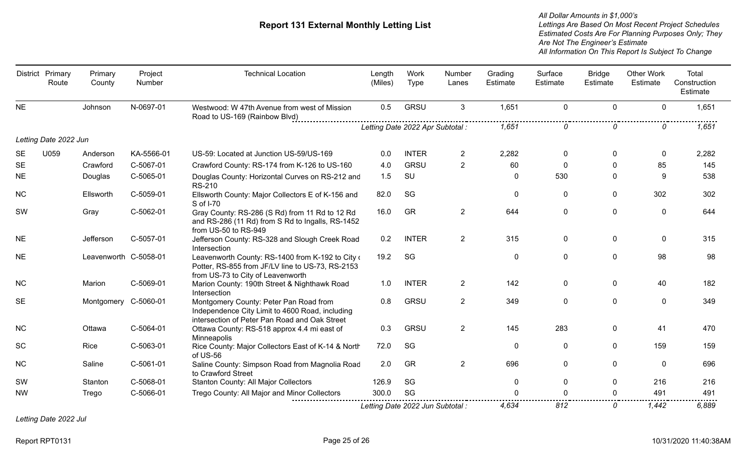# Report 131 External Monthly Letting List

*All Dollar Amounts in $1,000's*
*Lettings Are Based On Most Recent Project Schedules*
*Estimated Costs Are For Planning Purposes Only; They Are Not The Engineer's Estimate*
*All Information On This Report Is Subject To Change*

| District | Primary Route | Primary County | Project Number | Technical Location | Length (Miles) | Work Type | Number Lanes | Grading Estimate | Surface Estimate | Bridge Estimate | Other Work Estimate | Total Construction Estimate |
|---|---|---|---|---|---|---|---|---|---|---|---|---|
| NE | | Johnson | N-0697-01 | Westwood: W 47th Avenue from west of Mission Road to US-169 (Rainbow Blvd) | 0.5 | GRSU | 3 | 1,651 | 0 | 0 | 0 | 1,651 |
| | | | | | *Letting Date 2022 Apr Subtotal :* | | | *1,651* | *0* | *0* | *0* | *1,651* |
| *Letting Date 2022 Jun* | | | | | | | | | | | | |
| SE | U059 | Anderson | KA-5566-01 | US-59: Located at Junction US-59/US-169 | 0.0 | INTER | 2 | 2,282 | 0 | 0 | 0 | 2,282 |
| SE | | Crawford | C-5067-01 | Crawford County: RS-174 from K-126 to US-160 | 4.0 | GRSU | 2 | 60 | 0 | 0 | 85 | 145 |
| NE | | Douglas | C-5065-01 | Douglas County: Horizontal Curves on RS-212 and RS-210 | 1.5 | SU | | 0 | 530 | 0 | 9 | 538 |
| NC | | Ellsworth | C-5059-01 | Ellsworth County: Major Collectors E of K-156 and S of I-70 | 82.0 | SG | | 0 | 0 | 0 | 302 | 302 |
| SW | | Gray | C-5062-01 | Gray County: RS-286 (S Rd) from 11 Rd to 12 Rd and RS-286 (11 Rd) from S Rd to Ingalls, RS-1452 from US-50 to RS-949 | 16.0 | GR | 2 | 644 | 0 | 0 | 0 | 644 |
| NE | | Jefferson | C-5057-01 | Jefferson County: RS-328 and Slough Creek Road Intersection | 0.2 | INTER | 2 | 315 | 0 | 0 | 0 | 315 |
| NE | | Leavenworth | C-5058-01 | Leavenworth County: RS-1400 from K-192 to City of Potter, RS-855 from JF/LV line to US-73, RS-2153 from US-73 to City of Leavenworth | 19.2 | SG | | 0 | 0 | 0 | 98 | 98 |
| NC | | Marion | C-5069-01 | Marion County: 190th Street & Nighthawk Road Intersection | 1.0 | INTER | 2 | 142 | 0 | 0 | 40 | 182 |
| SE | | Montgomery | C-5060-01 | Montgomery County: Peter Pan Road from Independence City Limit to 4600 Road, including intersection of Peter Pan Road and Oak Street | 0.8 | GRSU | 2 | 349 | 0 | 0 | 0 | 349 |
| NC | | Ottawa | C-5064-01 | Ottawa County: RS-518 approx 4.4 mi east of Minneapolis | 0.3 | GRSU | 2 | 145 | 283 | 0 | 41 | 470 |
| SC | | Rice | C-5063-01 | Rice County: Major Collectors East of K-14 & North of US-56 | 72.0 | SG | | 0 | 0 | 0 | 159 | 159 |
| NC | | Saline | C-5061-01 | Saline County: Simpson Road from Magnolia Road to Crawford Street | 2.0 | GR | 2 | 696 | 0 | 0 | 0 | 696 |
| SW | | Stanton | C-5068-01 | Stanton County: All Major Collectors | 126.9 | SG | | 0 | 0 | 0 | 216 | 216 |
| NW | | Trego | C-5066-01 | Trego County: All Major and Minor Collectors | 300.0 | SG | | 0 | 0 | 0 | 491 | 491 |
| | | | | | *Letting Date 2022 Jun Subtotal :* | | | *4,634* | *812* | *0* | *1,442* | *6,889* |

*Letting Date 2022 Jul*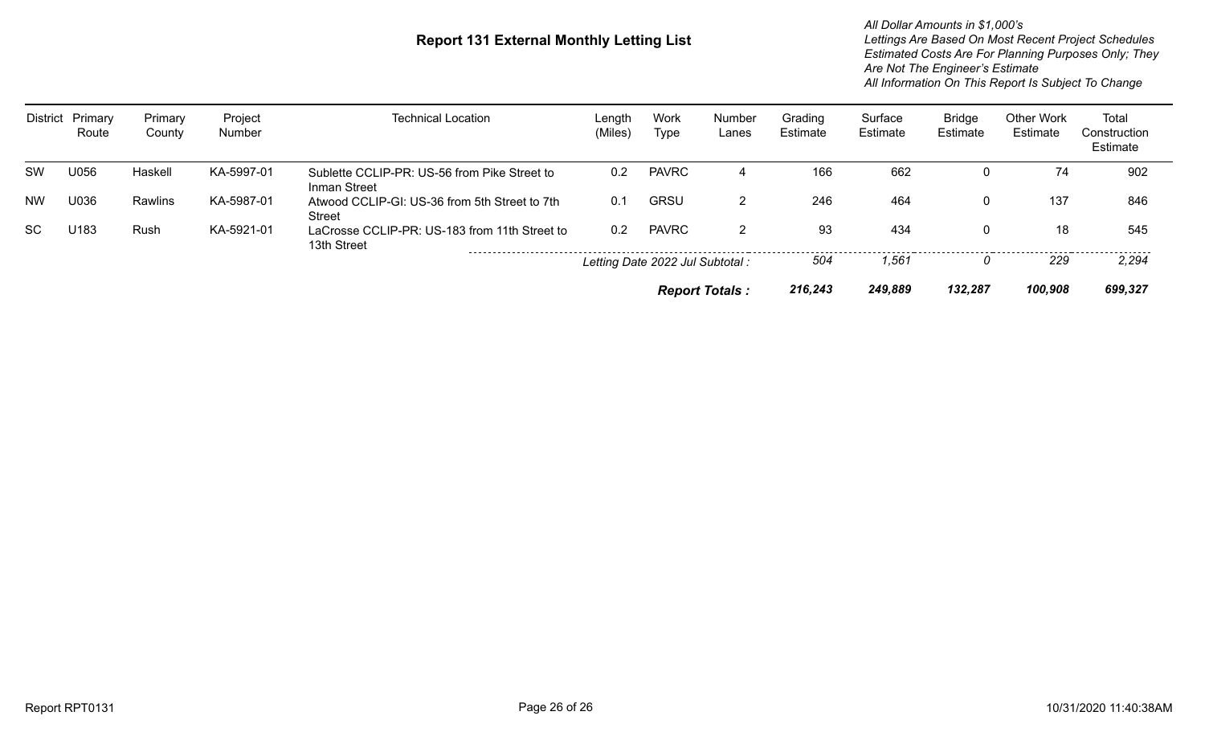# Report 131 External Monthly Letting List

*All Dollar Amounts in $1,000's*
*Lettings Are Based On Most Recent Project Schedules*
*Estimated Costs Are For Planning Purposes Only; They Are Not The Engineer's Estimate*
*All Information On This Report Is Subject To Change*

| District | Primary Route | Primary County | Project Number | Technical Location | Length (Miles) | Work Type | Number Lanes | Grading Estimate | Surface Estimate | Bridge Estimate | Other Work Estimate | Total Construction Estimate |
|---|---|---|---|---|---|---|---|---|---|---|---|---|
| SW | U056 | Haskell | KA-5997-01 | Sublette CCLIP-PR: US-56 from Pike Street to Inman Street | 0.2 | PAVRC | 4 | 166 | 662 | 0 | 74 | 902 |
| NW | U036 | Rawlins | KA-5987-01 | Atwood CCLIP-GI: US-36 from 5th Street to 7th Street | 0.1 | GRSU | 2 | 246 | 464 | 0 | 137 | 846 |
| SC | U183 | Rush | KA-5921-01 | LaCrosse CCLIP-PR: US-183 from 11th Street to 13th Street | 0.2 | PAVRC | 2 | 93 | 434 | 0 | 18 | 545 |
| | | | | | *Letting Date 2022 Jul Subtotal :* | | | *504* | *1,561* | *0* | *229* | *2,294* |
| | | | | | | ***Report Totals :*** | | ***216,243*** | ***249,889*** | ***132,287*** | ***100,908*** | ***699,327*** |

Report RPT0131

10/31/2020 11:40:38AM